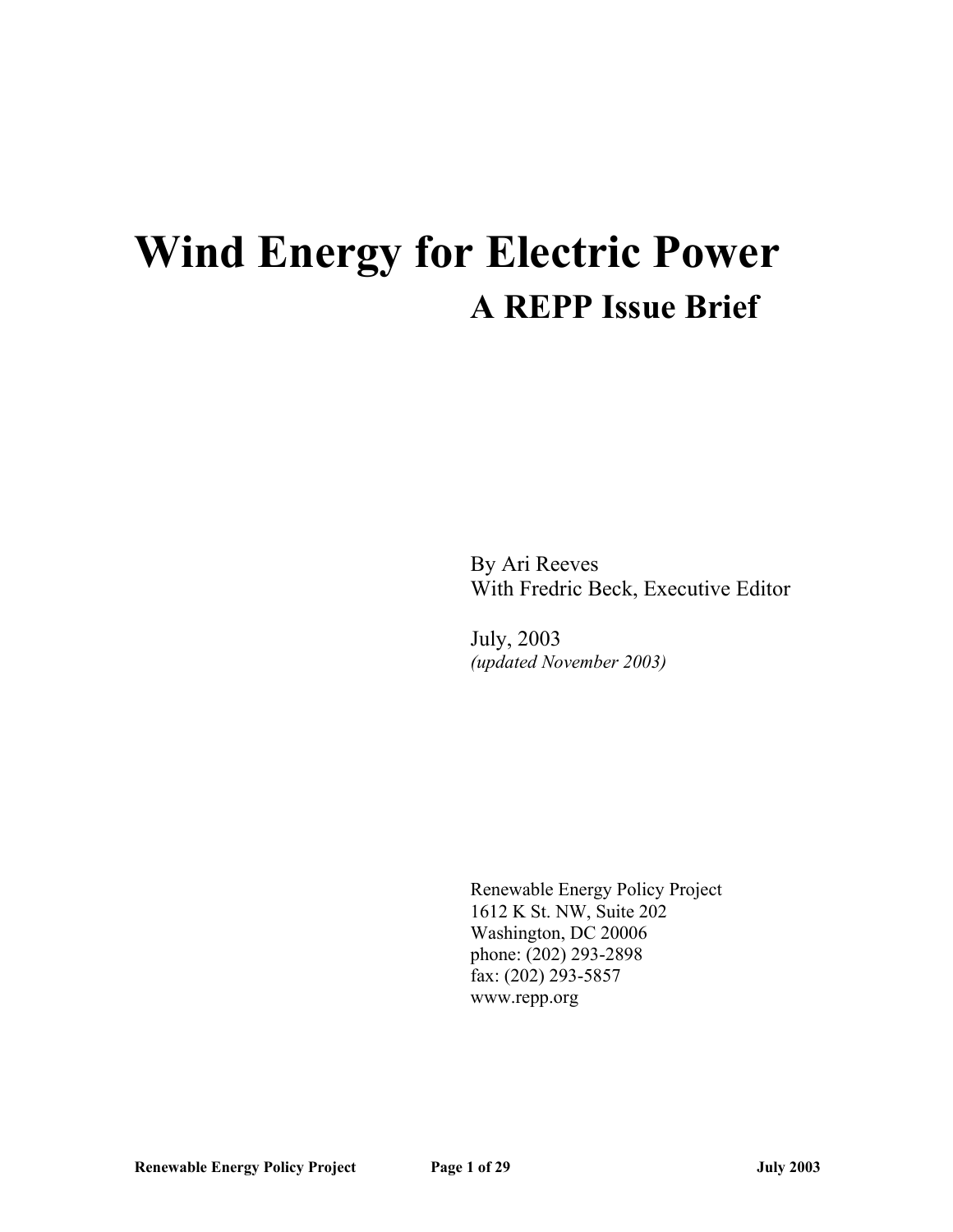# Wind Energy for Electric Power

## A REPP Issue Brief

By Ari Reeves
With Fredric Beck, Executive Editor

July, 2003
*(updated November 2003)*

Renewable Energy Policy Project
1612 K St. NW, Suite 202
Washington, DC 20006
phone: (202) 293-2898
fax: (202) 293-5857
www.repp.org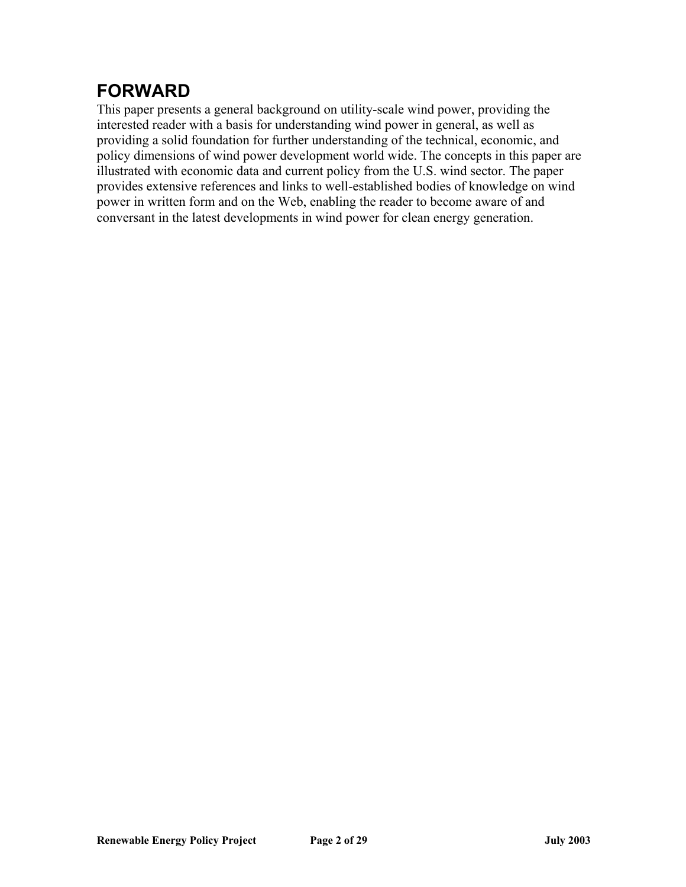# FORWARD

This paper presents a general background on utility-scale wind power, providing the interested reader with a basis for understanding wind power in general, as well as providing a solid foundation for further understanding of the technical, economic, and policy dimensions of wind power development world wide. The concepts in this paper are illustrated with economic data and current policy from the U.S. wind sector. The paper provides extensive references and links to well-established bodies of knowledge on wind power in written form and on the Web, enabling the reader to become aware of and conversant in the latest developments in wind power for clean energy generation.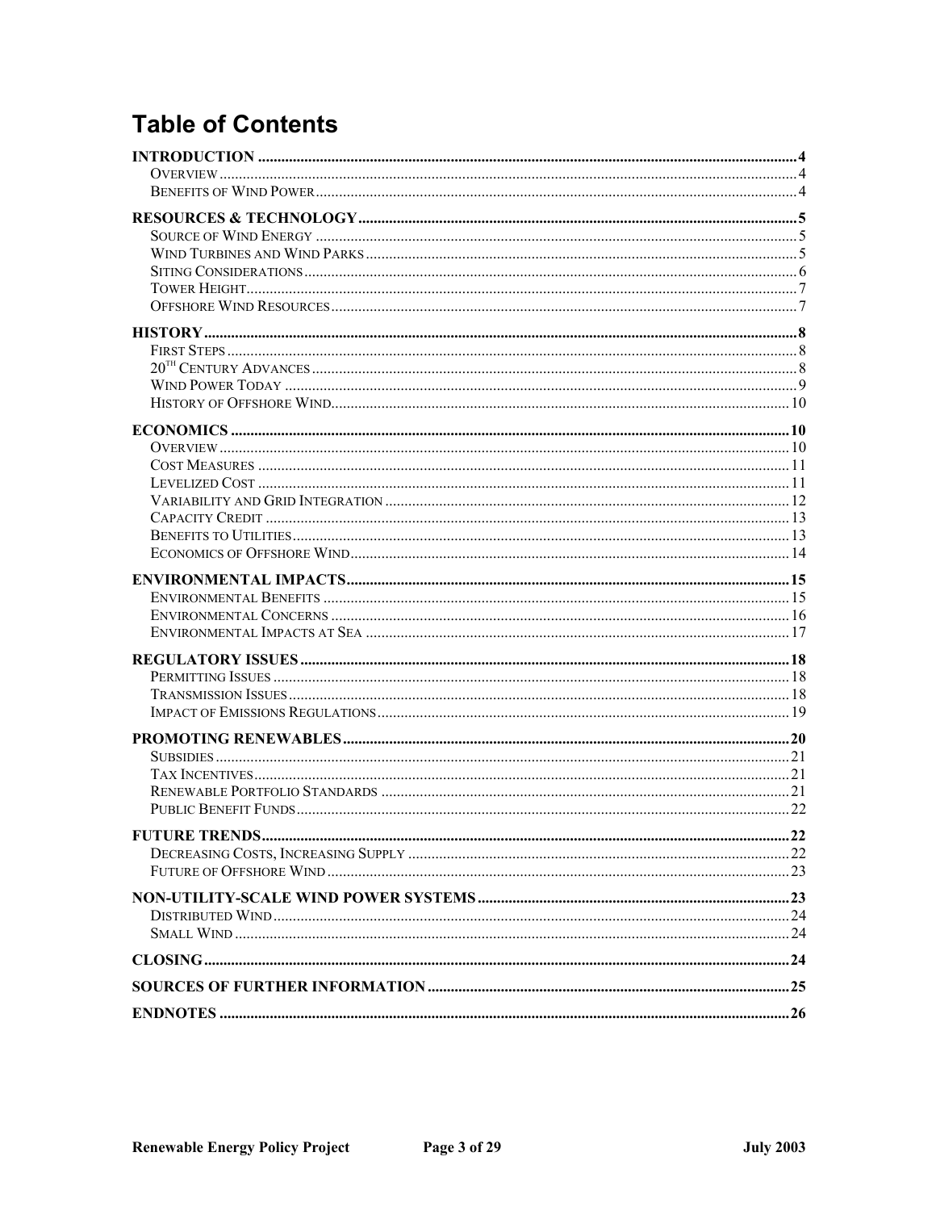# Table of Contents

**INTRODUCTION** .......... **4**
- Overview .......... 4
- Benefits of Wind Power .......... 4

**RESOURCES & TECHNOLOGY** .......... **5**
- Source of Wind Energy .......... 5
- Wind Turbines and Wind Parks .......... 5
- Siting Considerations .......... 6
- Tower Height .......... 7
- Offshore Wind Resources .......... 7

**HISTORY** .......... **8**
- First Steps .......... 8
- 20th Century Advances .......... 8
- Wind Power Today .......... 9
- History of Offshore Wind .......... 10

**ECONOMICS** .......... **10**
- Overview .......... 10
- Cost Measures .......... 11
- Levelized Cost .......... 11
- Variability and Grid Integration .......... 12
- Capacity Credit .......... 13
- Benefits to Utilities .......... 13
- Economics of Offshore Wind .......... 14

**ENVIRONMENTAL IMPACTS** .......... **15**
- Environmental Benefits .......... 15
- Environmental Concerns .......... 16
- Environmental Impacts at Sea .......... 17

**REGULATORY ISSUES** .......... **18**
- Permitting Issues .......... 18
- Transmission Issues .......... 18
- Impact of Emissions Regulations .......... 19

**PROMOTING RENEWABLES** .......... **20**
- Subsidies .......... 21
- Tax Incentives .......... 21
- Renewable Portfolio Standards .......... 21
- Public Benefit Funds .......... 22

**FUTURE TRENDS** .......... **22**
- Decreasing Costs, Increasing Supply .......... 22
- Future of Offshore Wind .......... 23

**NON-UTILITY-SCALE WIND POWER SYSTEMS** .......... **23**
- Distributed Wind .......... 24
- Small Wind .......... 24

**CLOSING** .......... **24**

**SOURCES OF FURTHER INFORMATION** .......... **25**

**ENDNOTES** .......... **26**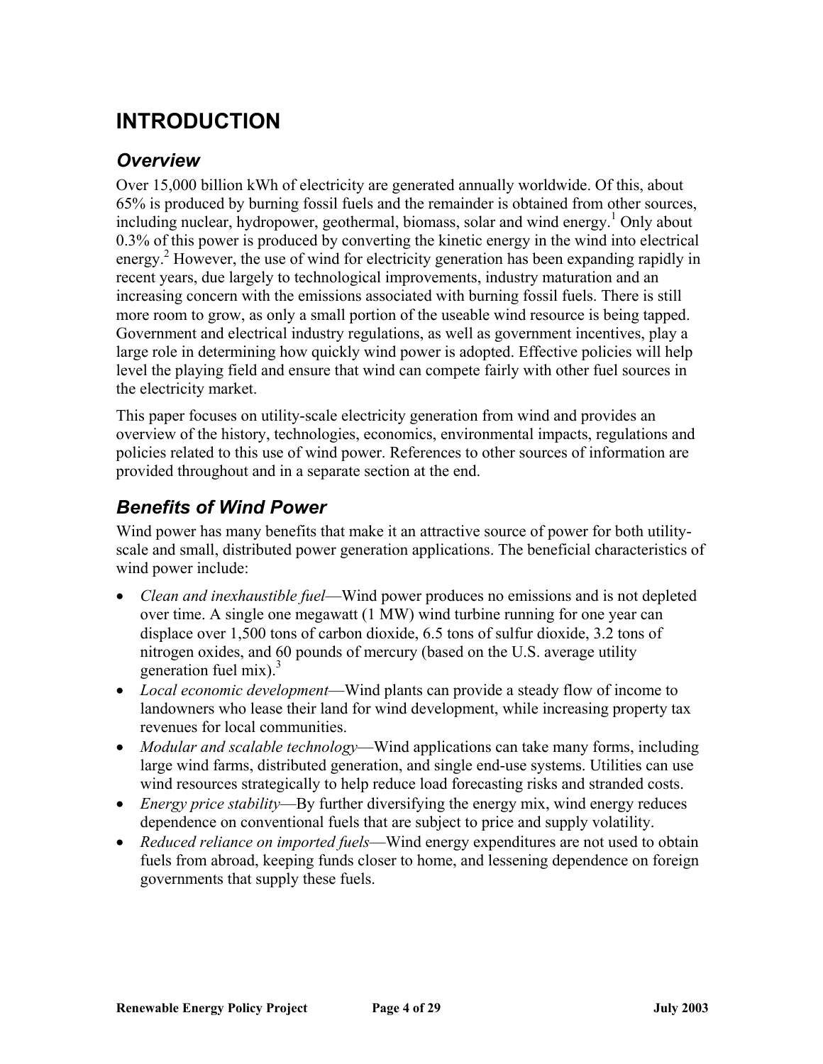# INTRODUCTION

## *Overview*

Over 15,000 billion kWh of electricity are generated annually worldwide. Of this, about 65% is produced by burning fossil fuels and the remainder is obtained from other sources, including nuclear, hydropower, geothermal, biomass, solar and wind energy.[1] Only about 0.3% of this power is produced by converting the kinetic energy in the wind into electrical energy.[2] However, the use of wind for electricity generation has been expanding rapidly in recent years, due largely to technological improvements, industry maturation and an increasing concern with the emissions associated with burning fossil fuels. There is still more room to grow, as only a small portion of the useable wind resource is being tapped. Government and electrical industry regulations, as well as government incentives, play a large role in determining how quickly wind power is adopted. Effective policies will help level the playing field and ensure that wind can compete fairly with other fuel sources in the electricity market.

This paper focuses on utility-scale electricity generation from wind and provides an overview of the history, technologies, economics, environmental impacts, regulations and policies related to this use of wind power. References to other sources of information are provided throughout and in a separate section at the end.

## *Benefits of Wind Power*

Wind power has many benefits that make it an attractive source of power for both utility-scale and small, distributed power generation applications. The beneficial characteristics of wind power include:

- *Clean and inexhaustible fuel*—Wind power produces no emissions and is not depleted over time. A single one megawatt (1 MW) wind turbine running for one year can displace over 1,500 tons of carbon dioxide, 6.5 tons of sulfur dioxide, 3.2 tons of nitrogen oxides, and 60 pounds of mercury (based on the U.S. average utility generation fuel mix).[3]
- *Local economic development*—Wind plants can provide a steady flow of income to landowners who lease their land for wind development, while increasing property tax revenues for local communities.
- *Modular and scalable technology*—Wind applications can take many forms, including large wind farms, distributed generation, and single end-use systems. Utilities can use wind resources strategically to help reduce load forecasting risks and stranded costs.
- *Energy price stability*—By further diversifying the energy mix, wind energy reduces dependence on conventional fuels that are subject to price and supply volatility.
- *Reduced reliance on imported fuels*—Wind energy expenditures are not used to obtain fuels from abroad, keeping funds closer to home, and lessening dependence on foreign governments that supply these fuels.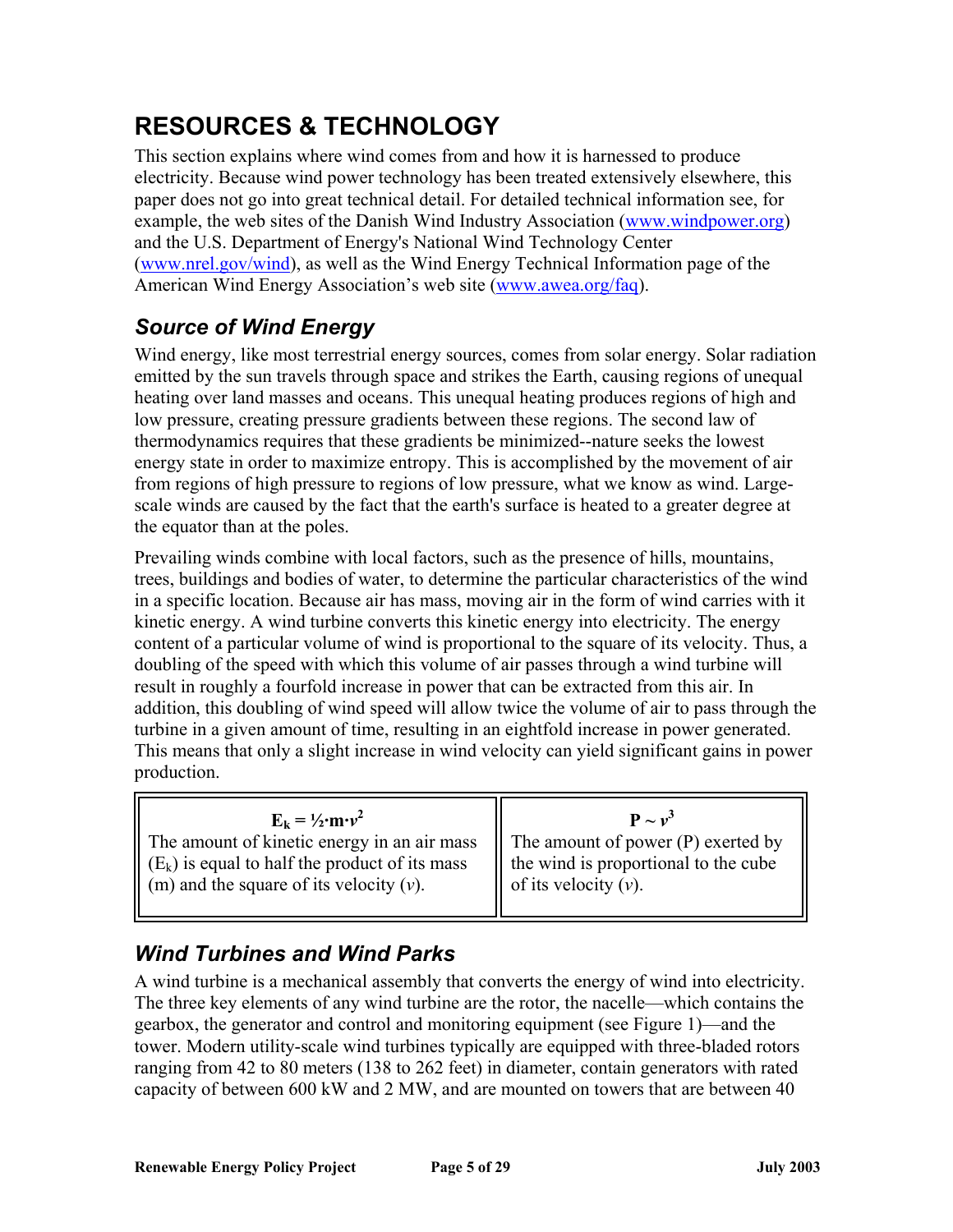# RESOURCES & TECHNOLOGY

This section explains where wind comes from and how it is harnessed to produce electricity. Because wind power technology has been treated extensively elsewhere, this paper does not go into great technical detail. For detailed technical information see, for example, the web sites of the Danish Wind Industry Association (www.windpower.org) and the U.S. Department of Energy's National Wind Technology Center (www.nrel.gov/wind), as well as the Wind Energy Technical Information page of the American Wind Energy Association's web site (www.awea.org/faq).

## *Source of Wind Energy*

Wind energy, like most terrestrial energy sources, comes from solar energy. Solar radiation emitted by the sun travels through space and strikes the Earth, causing regions of unequal heating over land masses and oceans. This unequal heating produces regions of high and low pressure, creating pressure gradients between these regions. The second law of thermodynamics requires that these gradients be minimized--nature seeks the lowest energy state in order to maximize entropy. This is accomplished by the movement of air from regions of high pressure to regions of low pressure, what we know as wind. Large-scale winds are caused by the fact that the earth's surface is heated to a greater degree at the equator than at the poles.

Prevailing winds combine with local factors, such as the presence of hills, mountains, trees, buildings and bodies of water, to determine the particular characteristics of the wind in a specific location. Because air has mass, moving air in the form of wind carries with it kinetic energy. A wind turbine converts this kinetic energy into electricity. The energy content of a particular volume of wind is proportional to the square of its velocity. Thus, a doubling of the speed with which this volume of air passes through a wind turbine will result in roughly a fourfold increase in power that can be extracted from this air. In addition, this doubling of wind speed will allow twice the volume of air to pass through the turbine in a given amount of time, resulting in an eightfold increase in power generated. This means that only a slight increase in wind velocity can yield significant gains in power production.

| $E_k = \frac{1}{2} \cdot m \cdot v^2$ | $P \sim v^3$ |
| --- | --- |
| The amount of kinetic energy in an air mass ($E_k$) is equal to half the product of its mass (m) and the square of its velocity ($v$). | The amount of power (P) exerted by the wind is proportional to the cube of its velocity ($v$). |

## *Wind Turbines and Wind Parks*

A wind turbine is a mechanical assembly that converts the energy of wind into electricity. The three key elements of any wind turbine are the rotor, the nacelle—which contains the gearbox, the generator and control and monitoring equipment (see Figure 1)—and the tower. Modern utility-scale wind turbines typically are equipped with three-bladed rotors ranging from 42 to 80 meters (138 to 262 feet) in diameter, contain generators with rated capacity of between 600 kW and 2 MW, and are mounted on towers that are between 40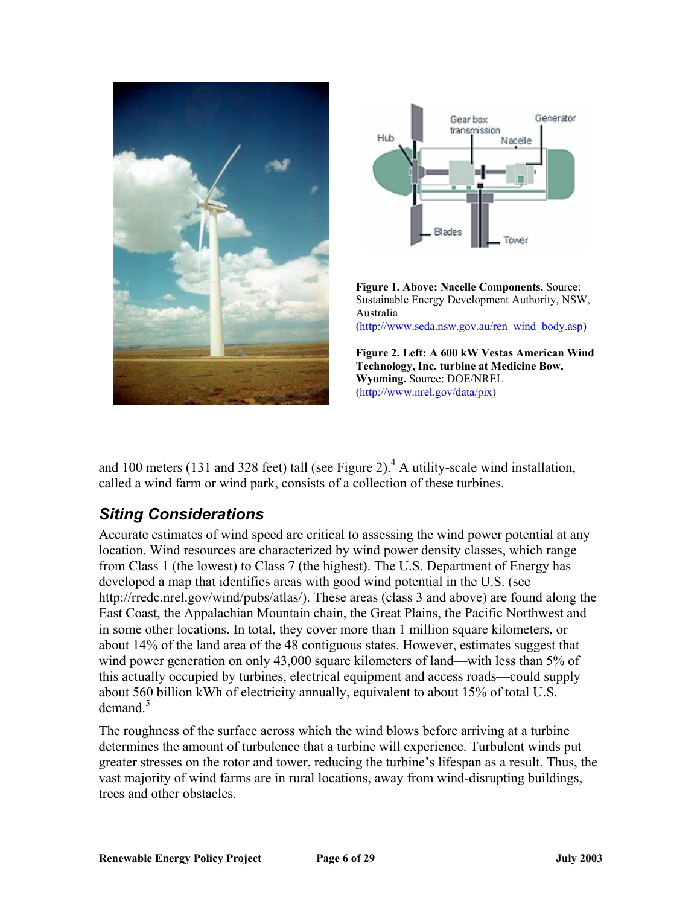**Figure 1. Above: Nacelle Components.** Source: Sustainable Energy Development Authority, NSW, Australia (http://www.seda.nsw.gov.au/ren_wind_body.asp)

**Figure 2. Left: A 600 kW Vestas American Wind Technology, Inc. turbine at Medicine Bow, Wyoming.** Source: DOE/NREL (http://www.nrel.gov/data/pix)

and 100 meters (131 and 328 feet) tall (see Figure 2).[4] A utility-scale wind installation, called a wind farm or wind park, consists of a collection of these turbines.

## *Siting Considerations*

Accurate estimates of wind speed are critical to assessing the wind power potential at any location. Wind resources are characterized by wind power density classes, which range from Class 1 (the lowest) to Class 7 (the highest). The U.S. Department of Energy has developed a map that identifies areas with good wind potential in the U.S. (see http://rredc.nrel.gov/wind/pubs/atlas/). These areas (class 3 and above) are found along the East Coast, the Appalachian Mountain chain, the Great Plains, the Pacific Northwest and in some other locations. In total, they cover more than 1 million square kilometers, or about 14% of the land area of the 48 contiguous states. However, estimates suggest that wind power generation on only 43,000 square kilometers of land—with less than 5% of this actually occupied by turbines, electrical equipment and access roads—could supply about 560 billion kWh of electricity annually, equivalent to about 15% of total U.S. demand.[5]

The roughness of the surface across which the wind blows before arriving at a turbine determines the amount of turbulence that a turbine will experience. Turbulent winds put greater stresses on the rotor and tower, reducing the turbine's lifespan as a result. Thus, the vast majority of wind farms are in rural locations, away from wind-disrupting buildings, trees and other obstacles.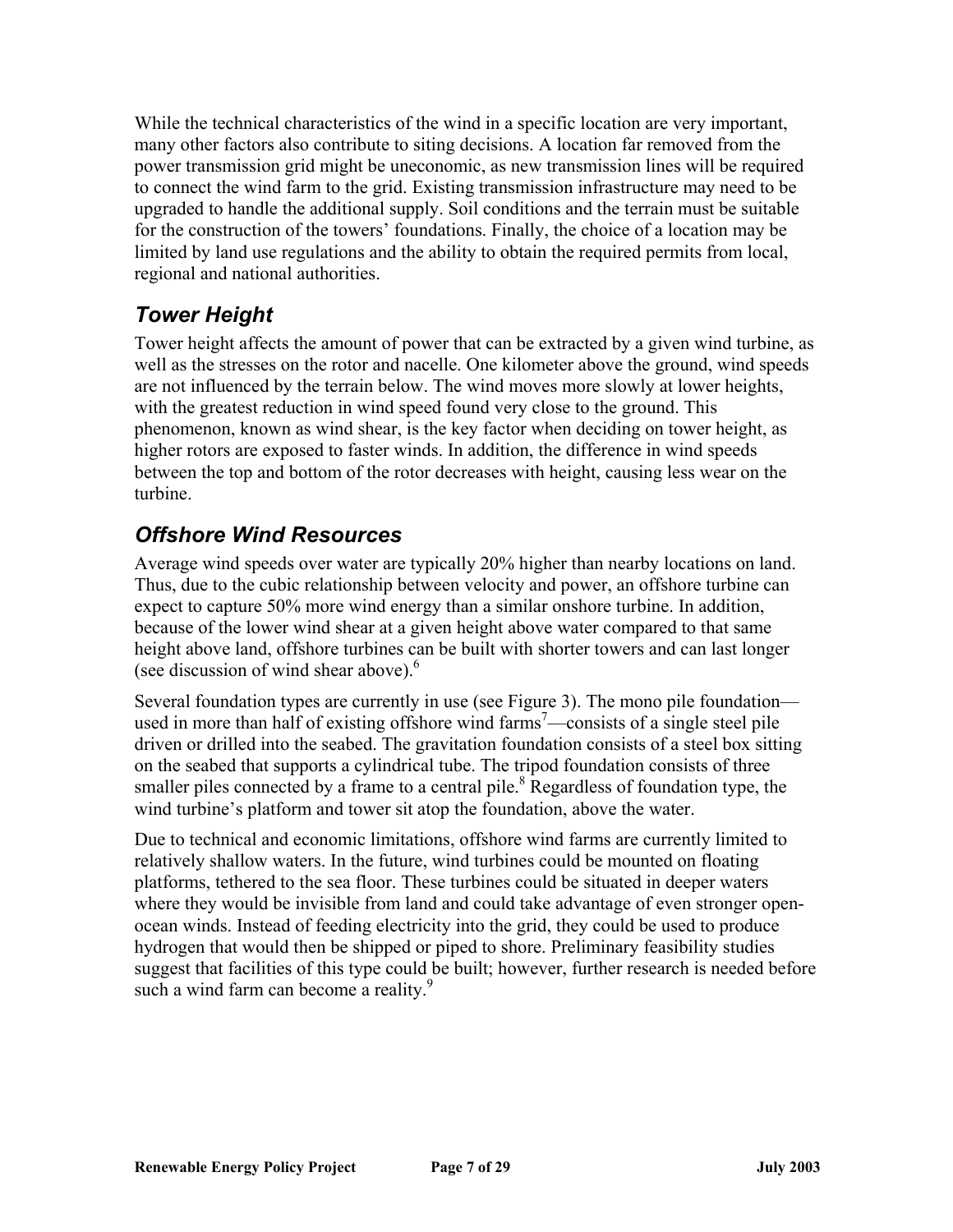While the technical characteristics of the wind in a specific location are very important, many other factors also contribute to siting decisions. A location far removed from the power transmission grid might be uneconomic, as new transmission lines will be required to connect the wind farm to the grid. Existing transmission infrastructure may need to be upgraded to handle the additional supply. Soil conditions and the terrain must be suitable for the construction of the towers' foundations. Finally, the choice of a location may be limited by land use regulations and the ability to obtain the required permits from local, regional and national authorities.

## *Tower Height*

Tower height affects the amount of power that can be extracted by a given wind turbine, as well as the stresses on the rotor and nacelle. One kilometer above the ground, wind speeds are not influenced by the terrain below. The wind moves more slowly at lower heights, with the greatest reduction in wind speed found very close to the ground. This phenomenon, known as wind shear, is the key factor when deciding on tower height, as higher rotors are exposed to faster winds. In addition, the difference in wind speeds between the top and bottom of the rotor decreases with height, causing less wear on the turbine.

## *Offshore Wind Resources*

Average wind speeds over water are typically 20% higher than nearby locations on land. Thus, due to the cubic relationship between velocity and power, an offshore turbine can expect to capture 50% more wind energy than a similar onshore turbine. In addition, because of the lower wind shear at a given height above water compared to that same height above land, offshore turbines can be built with shorter towers and can last longer (see discussion of wind shear above).[6]

Several foundation types are currently in use (see Figure 3). The mono pile foundation—used in more than half of existing offshore wind farms[7]—consists of a single steel pile driven or drilled into the seabed. The gravitation foundation consists of a steel box sitting on the seabed that supports a cylindrical tube. The tripod foundation consists of three smaller piles connected by a frame to a central pile.[8] Regardless of foundation type, the wind turbine's platform and tower sit atop the foundation, above the water.

Due to technical and economic limitations, offshore wind farms are currently limited to relatively shallow waters. In the future, wind turbines could be mounted on floating platforms, tethered to the sea floor. These turbines could be situated in deeper waters where they would be invisible from land and could take advantage of even stronger open-ocean winds. Instead of feeding electricity into the grid, they could be used to produce hydrogen that would then be shipped or piped to shore. Preliminary feasibility studies suggest that facilities of this type could be built; however, further research is needed before such a wind farm can become a reality.[9]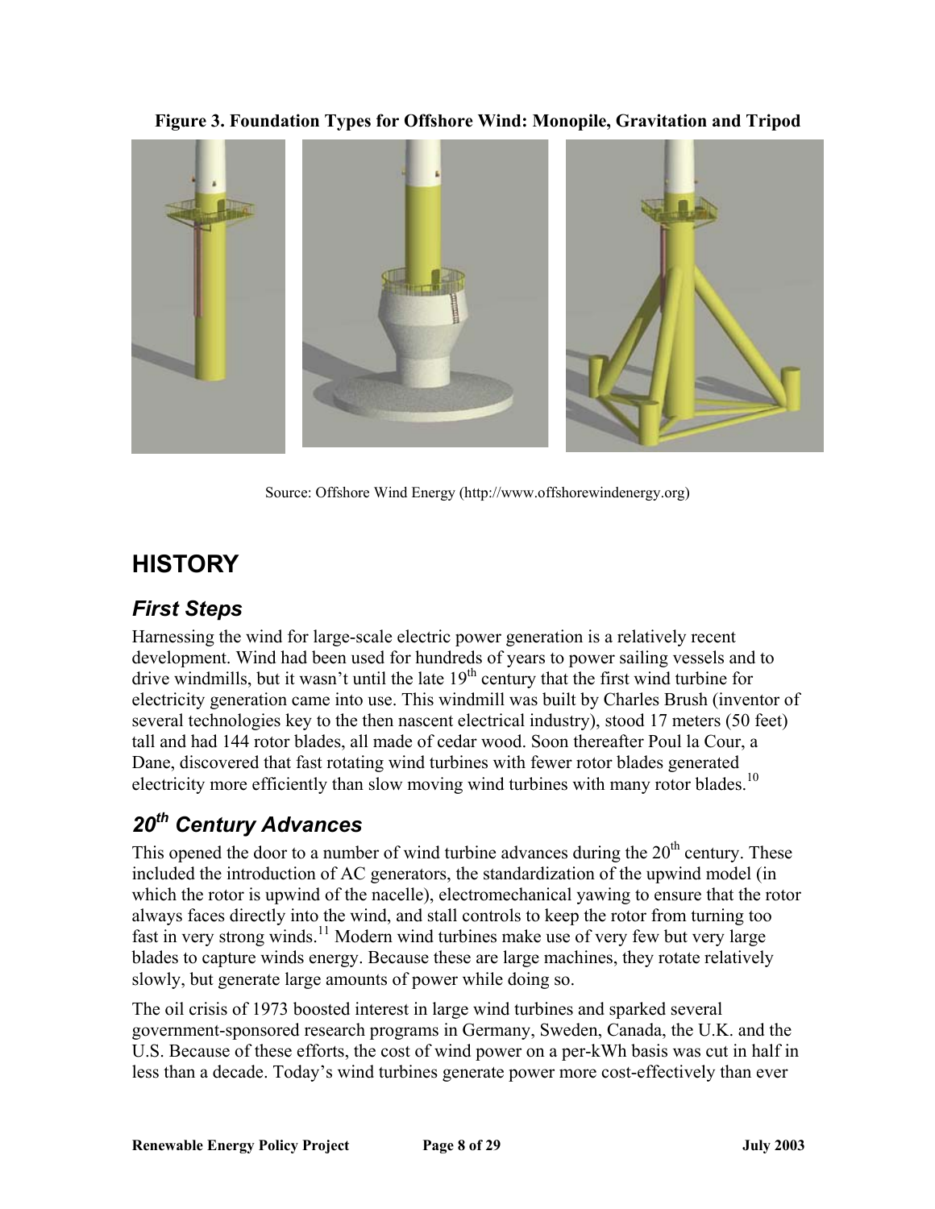**Figure 3. Foundation Types for Offshore Wind: Monopile, Gravitation and Tripod**

Source: Offshore Wind Energy (http://www.offshorewindenergy.org)

# HISTORY

## *First Steps*

Harnessing the wind for large-scale electric power generation is a relatively recent development. Wind had been used for hundreds of years to power sailing vessels and to drive windmills, but it wasn't until the late 19th century that the first wind turbine for electricity generation came into use. This windmill was built by Charles Brush (inventor of several technologies key to the then nascent electrical industry), stood 17 meters (50 feet) tall and had 144 rotor blades, all made of cedar wood. Soon thereafter Poul la Cour, a Dane, discovered that fast rotating wind turbines with fewer rotor blades generated electricity more efficiently than slow moving wind turbines with many rotor blades.[10]

## *20th Century Advances*

This opened the door to a number of wind turbine advances during the 20th century. These included the introduction of AC generators, the standardization of the upwind model (in which the rotor is upwind of the nacelle), electromechanical yawing to ensure that the rotor always faces directly into the wind, and stall controls to keep the rotor from turning too fast in very strong winds.[11] Modern wind turbines make use of very few but very large blades to capture winds energy. Because these are large machines, they rotate relatively slowly, but generate large amounts of power while doing so.

The oil crisis of 1973 boosted interest in large wind turbines and sparked several government-sponsored research programs in Germany, Sweden, Canada, the U.K. and the U.S. Because of these efforts, the cost of wind power on a per-kWh basis was cut in half in less than a decade. Today's wind turbines generate power more cost-effectively than ever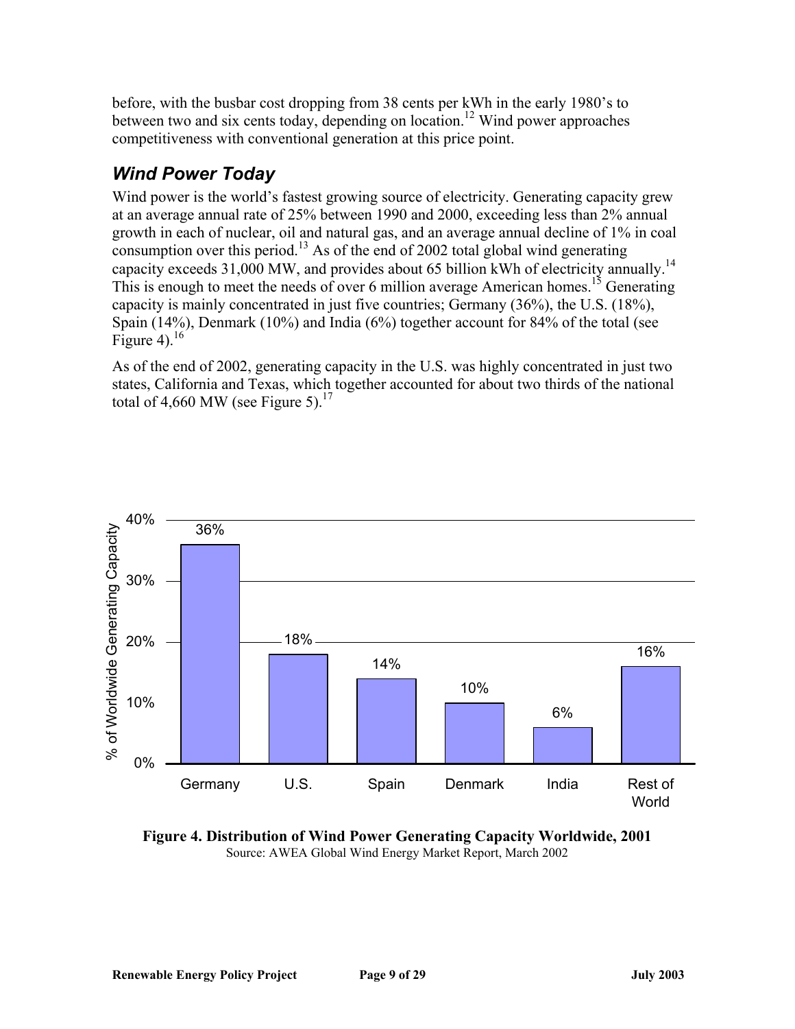before, with the busbar cost dropping from 38 cents per kWh in the early 1980's to between two and six cents today, depending on location.[12] Wind power approaches competitiveness with conventional generation at this price point.

## *Wind Power Today*

Wind power is the world's fastest growing source of electricity. Generating capacity grew at an average annual rate of 25% between 1990 and 2000, exceeding less than 2% annual growth in each of nuclear, oil and natural gas, and an average annual decline of 1% in coal consumption over this period.[13] As of the end of 2002 total global wind generating capacity exceeds 31,000 MW, and provides about 65 billion kWh of electricity annually.[14] This is enough to meet the needs of over 6 million average American homes.[15] Generating capacity is mainly concentrated in just five countries; Germany (36%), the U.S. (18%), Spain (14%), Denmark (10%) and India (6%) together account for 84% of the total (see Figure 4).[16]

As of the end of 2002, generating capacity in the U.S. was highly concentrated in just two states, California and Texas, which together accounted for about two thirds of the national total of 4,660 MW (see Figure 5).[17]

| Country | % of Worldwide Generating Capacity |
|---|---|
| Germany | 36% |
| U.S. | 18% |
| Spain | 14% |
| Denmark | 10% |
| India | 6% |
| Rest of World | 16% |

**Figure 4. Distribution of Wind Power Generating Capacity Worldwide, 2001**
Source: AWEA Global Wind Energy Market Report, March 2002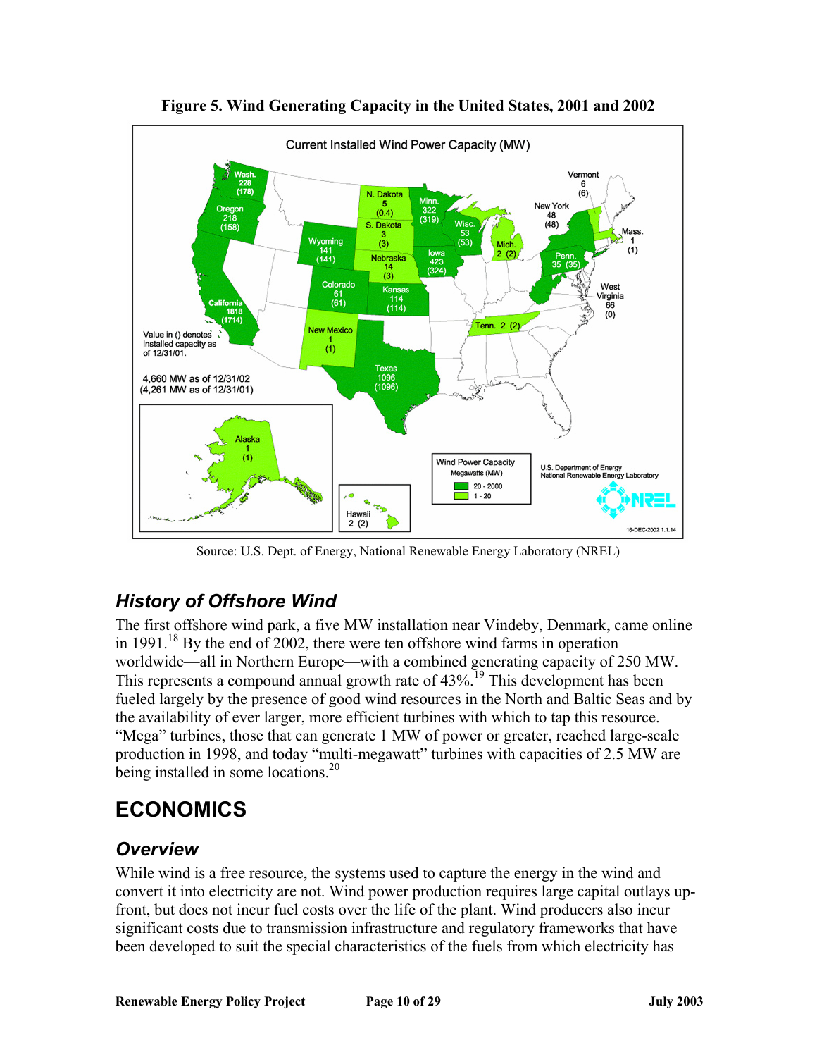**Figure 5. Wind Generating Capacity in the United States, 2001 and 2002**

Source: U.S. Dept. of Energy, National Renewable Energy Laboratory (NREL)

## *History of Offshore Wind*

The first offshore wind park, a five MW installation near Vindeby, Denmark, came online in 1991.[18] By the end of 2002, there were ten offshore wind farms in operation worldwide—all in Northern Europe—with a combined generating capacity of 250 MW. This represents a compound annual growth rate of 43%.[19] This development has been fueled largely by the presence of good wind resources in the North and Baltic Seas and by the availability of ever larger, more efficient turbines with which to tap this resource. "Mega" turbines, those that can generate 1 MW of power or greater, reached large-scale production in 1998, and today "multi-megawatt" turbines with capacities of 2.5 MW are being installed in some locations.[20]

# ECONOMICS

## *Overview*

While wind is a free resource, the systems used to capture the energy in the wind and convert it into electricity are not. Wind power production requires large capital outlays up-front, but does not incur fuel costs over the life of the plant. Wind producers also incur significant costs due to transmission infrastructure and regulatory frameworks that have been developed to suit the special characteristics of the fuels from which electricity has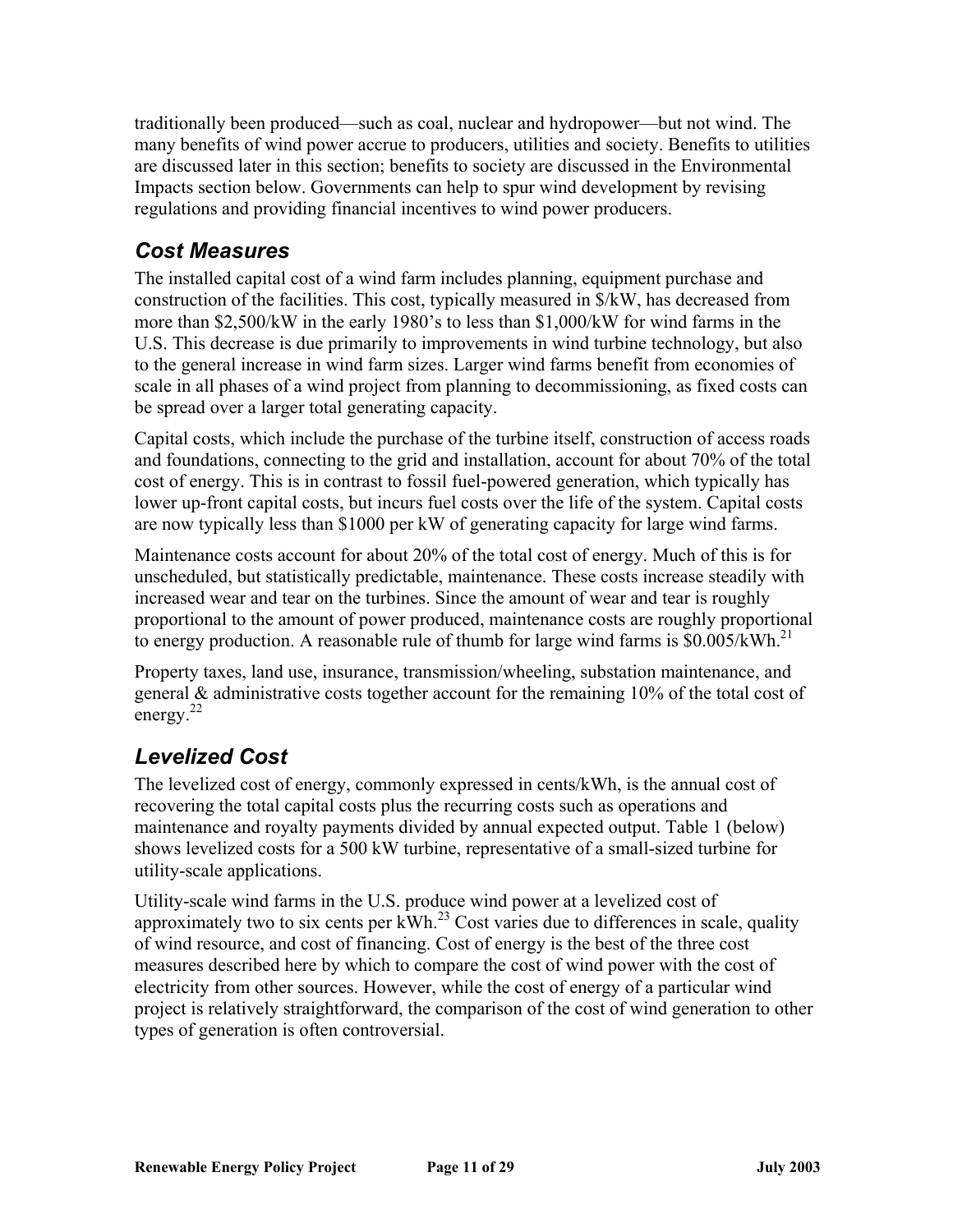traditionally been produced—such as coal, nuclear and hydropower—but not wind. The many benefits of wind power accrue to producers, utilities and society. Benefits to utilities are discussed later in this section; benefits to society are discussed in the Environmental Impacts section below. Governments can help to spur wind development by revising regulations and providing financial incentives to wind power producers.

## *Cost Measures*

The installed capital cost of a wind farm includes planning, equipment purchase and construction of the facilities. This cost, typically measured in $/kW, has decreased from more than $2,500/kW in the early 1980's to less than $1,000/kW for wind farms in the U.S. This decrease is due primarily to improvements in wind turbine technology, but also to the general increase in wind farm sizes. Larger wind farms benefit from economies of scale in all phases of a wind project from planning to decommissioning, as fixed costs can be spread over a larger total generating capacity.

Capital costs, which include the purchase of the turbine itself, construction of access roads and foundations, connecting to the grid and installation, account for about 70% of the total cost of energy. This is in contrast to fossil fuel-powered generation, which typically has lower up-front capital costs, but incurs fuel costs over the life of the system. Capital costs are now typically less than $1000 per kW of generating capacity for large wind farms.

Maintenance costs account for about 20% of the total cost of energy. Much of this is for unscheduled, but statistically predictable, maintenance. These costs increase steadily with increased wear and tear on the turbines. Since the amount of wear and tear is roughly proportional to the amount of power produced, maintenance costs are roughly proportional to energy production. A reasonable rule of thumb for large wind farms is $0.005/kWh.[21]

Property taxes, land use, insurance, transmission/wheeling, substation maintenance, and general & administrative costs together account for the remaining 10% of the total cost of energy.[22]

## *Levelized Cost*

The levelized cost of energy, commonly expressed in cents/kWh, is the annual cost of recovering the total capital costs plus the recurring costs such as operations and maintenance and royalty payments divided by annual expected output. Table 1 (below) shows levelized costs for a 500 kW turbine, representative of a small-sized turbine for utility-scale applications.

Utility-scale wind farms in the U.S. produce wind power at a levelized cost of approximately two to six cents per kWh.[23] Cost varies due to differences in scale, quality of wind resource, and cost of financing. Cost of energy is the best of the three cost measures described here by which to compare the cost of wind power with the cost of electricity from other sources. However, while the cost of energy of a particular wind project is relatively straightforward, the comparison of the cost of wind generation to other types of generation is often controversial.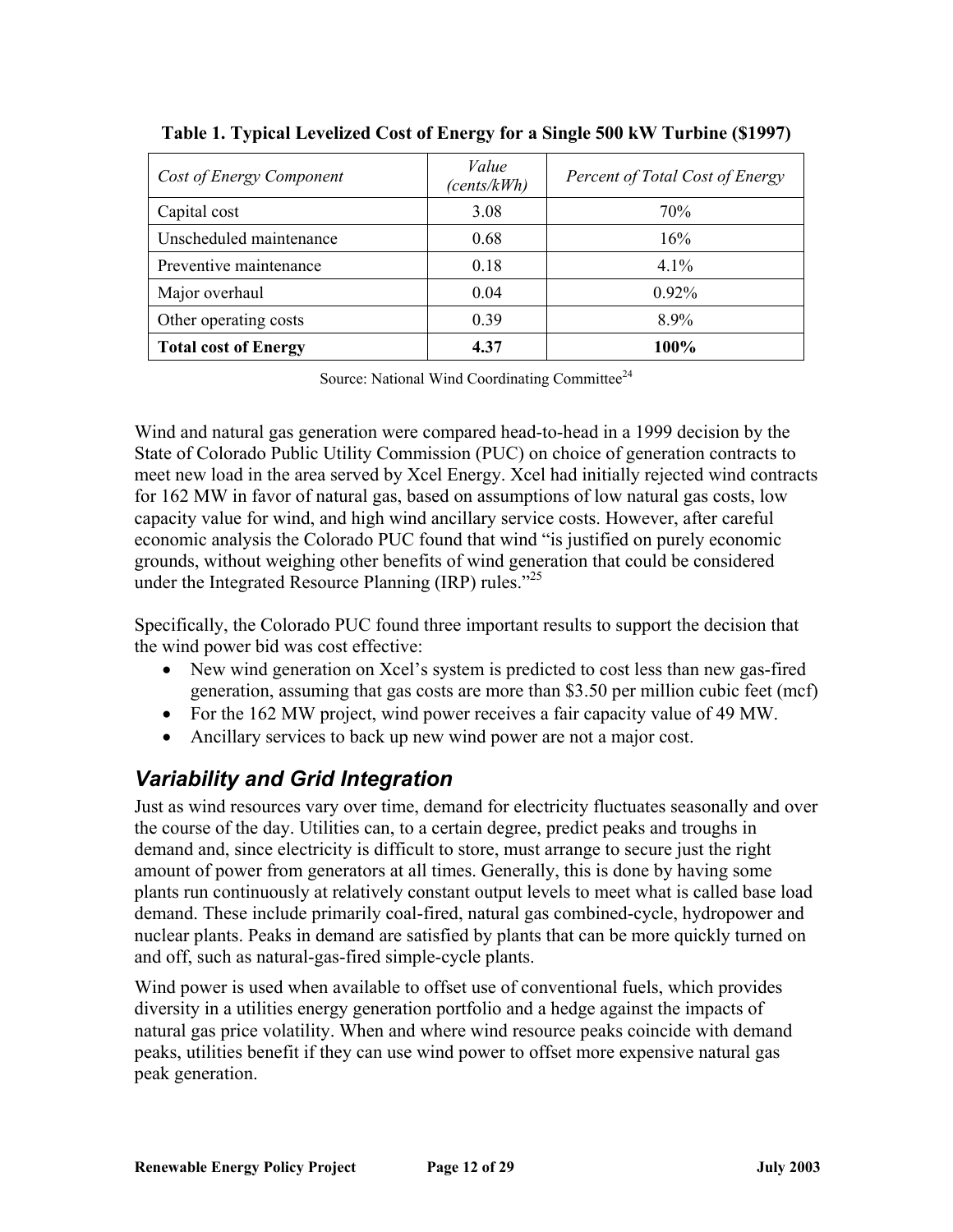**Table 1. Typical Levelized Cost of Energy for a Single 500 kW Turbine ($1997)**

| *Cost of Energy Component* | *Value (cents/kWh)* | *Percent of Total Cost of Energy* |
|---|---|---|
| Capital cost | 3.08 | 70% |
| Unscheduled maintenance | 0.68 | 16% |
| Preventive maintenance | 0.18 | 4.1% |
| Major overhaul | 0.04 | 0.92% |
| Other operating costs | 0.39 | 8.9% |
| **Total cost of Energy** | **4.37** | **100%** |

Source: National Wind Coordinating Committee[24]

Wind and natural gas generation were compared head-to-head in a 1999 decision by the State of Colorado Public Utility Commission (PUC) on choice of generation contracts to meet new load in the area served by Xcel Energy. Xcel had initially rejected wind contracts for 162 MW in favor of natural gas, based on assumptions of low natural gas costs, low capacity value for wind, and high wind ancillary service costs. However, after careful economic analysis the Colorado PUC found that wind "is justified on purely economic grounds, without weighing other benefits of wind generation that could be considered under the Integrated Resource Planning (IRP) rules."[25]

Specifically, the Colorado PUC found three important results to support the decision that the wind power bid was cost effective:

- New wind generation on Xcel's system is predicted to cost less than new gas-fired generation, assuming that gas costs are more than $3.50 per million cubic feet (mcf)
- For the 162 MW project, wind power receives a fair capacity value of 49 MW.
- Ancillary services to back up new wind power are not a major cost.

## *Variability and Grid Integration*

Just as wind resources vary over time, demand for electricity fluctuates seasonally and over the course of the day. Utilities can, to a certain degree, predict peaks and troughs in demand and, since electricity is difficult to store, must arrange to secure just the right amount of power from generators at all times. Generally, this is done by having some plants run continuously at relatively constant output levels to meet what is called base load demand. These include primarily coal-fired, natural gas combined-cycle, hydropower and nuclear plants. Peaks in demand are satisfied by plants that can be more quickly turned on and off, such as natural-gas-fired simple-cycle plants.

Wind power is used when available to offset use of conventional fuels, which provides diversity in a utilities energy generation portfolio and a hedge against the impacts of natural gas price volatility. When and where wind resource peaks coincide with demand peaks, utilities benefit if they can use wind power to offset more expensive natural gas peak generation.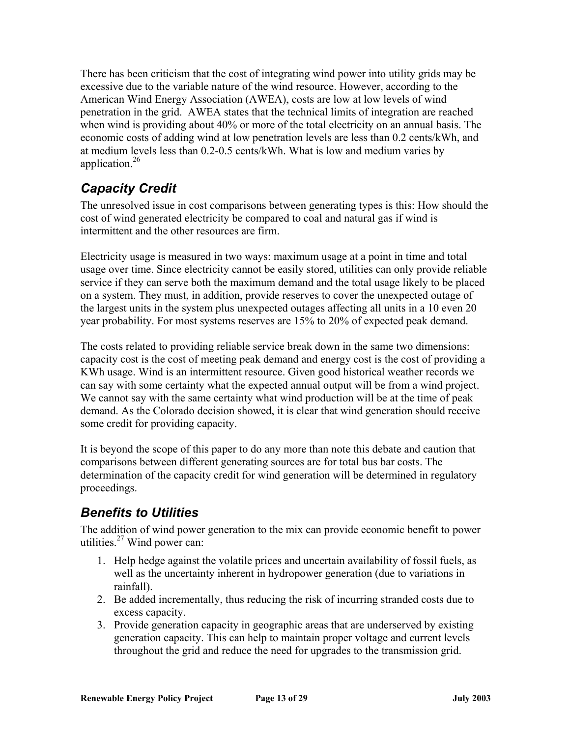There has been criticism that the cost of integrating wind power into utility grids may be excessive due to the variable nature of the wind resource. However, according to the American Wind Energy Association (AWEA), costs are low at low levels of wind penetration in the grid. AWEA states that the technical limits of integration are reached when wind is providing about 40% or more of the total electricity on an annual basis. The economic costs of adding wind at low penetration levels are less than 0.2 cents/kWh, and at medium levels less than 0.2-0.5 cents/kWh. What is low and medium varies by application.[26]

## *Capacity Credit*

The unresolved issue in cost comparisons between generating types is this: How should the cost of wind generated electricity be compared to coal and natural gas if wind is intermittent and the other resources are firm.

Electricity usage is measured in two ways: maximum usage at a point in time and total usage over time. Since electricity cannot be easily stored, utilities can only provide reliable service if they can serve both the maximum demand and the total usage likely to be placed on a system. They must, in addition, provide reserves to cover the unexpected outage of the largest units in the system plus unexpected outages affecting all units in a 10 even 20 year probability. For most systems reserves are 15% to 20% of expected peak demand.

The costs related to providing reliable service break down in the same two dimensions: capacity cost is the cost of meeting peak demand and energy cost is the cost of providing a KWh usage. Wind is an intermittent resource. Given good historical weather records we can say with some certainty what the expected annual output will be from a wind project. We cannot say with the same certainty what wind production will be at the time of peak demand. As the Colorado decision showed, it is clear that wind generation should receive some credit for providing capacity.

It is beyond the scope of this paper to do any more than note this debate and caution that comparisons between different generating sources are for total bus bar costs. The determination of the capacity credit for wind generation will be determined in regulatory proceedings.

## *Benefits to Utilities*

The addition of wind power generation to the mix can provide economic benefit to power utilities.[27] Wind power can:

1. Help hedge against the volatile prices and uncertain availability of fossil fuels, as well as the uncertainty inherent in hydropower generation (due to variations in rainfall).
2. Be added incrementally, thus reducing the risk of incurring stranded costs due to excess capacity.
3. Provide generation capacity in geographic areas that are underserved by existing generation capacity. This can help to maintain proper voltage and current levels throughout the grid and reduce the need for upgrades to the transmission grid.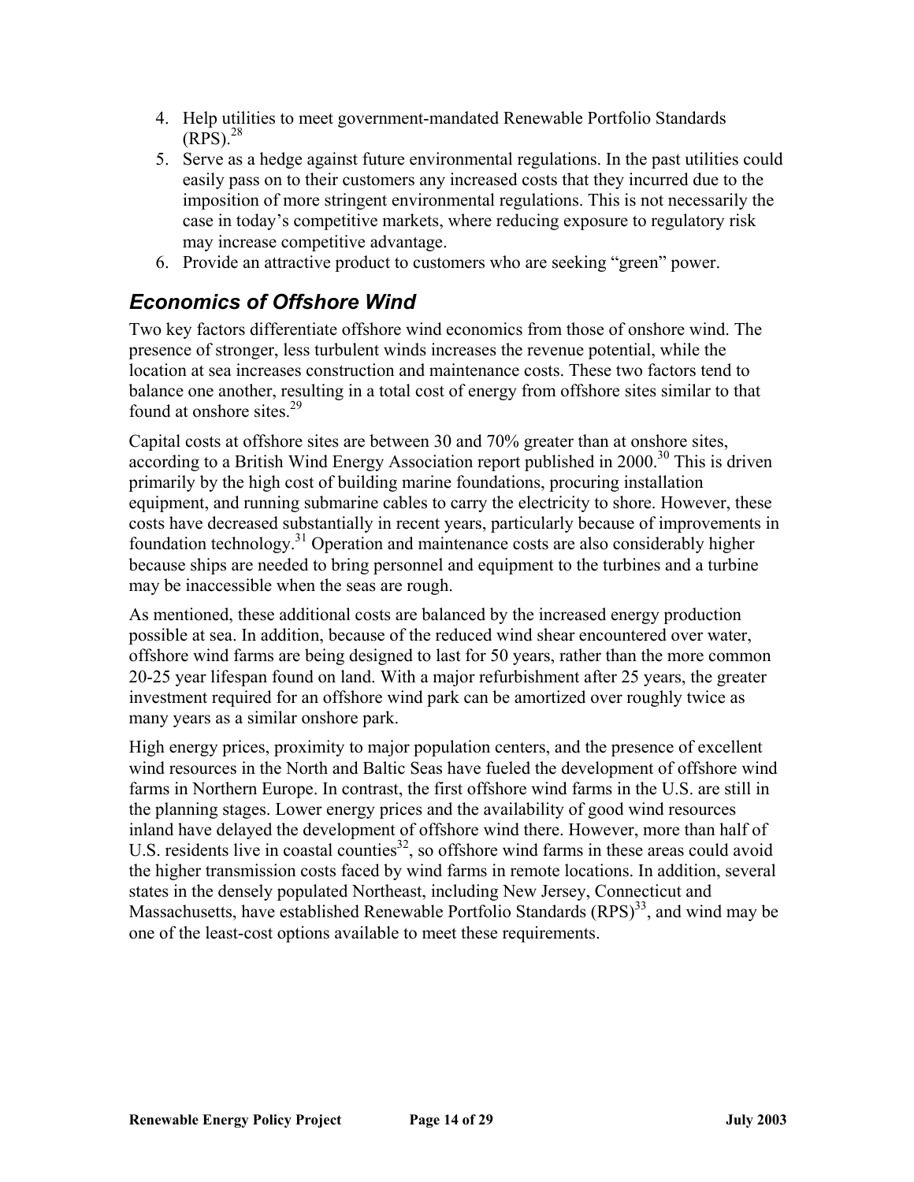4. Help utilities to meet government-mandated Renewable Portfolio Standards (RPS).[28]
5. Serve as a hedge against future environmental regulations. In the past utilities could easily pass on to their customers any increased costs that they incurred due to the imposition of more stringent environmental regulations. This is not necessarily the case in today's competitive markets, where reducing exposure to regulatory risk may increase competitive advantage.
6. Provide an attractive product to customers who are seeking "green" power.

## *Economics of Offshore Wind*

Two key factors differentiate offshore wind economics from those of onshore wind. The presence of stronger, less turbulent winds increases the revenue potential, while the location at sea increases construction and maintenance costs. These two factors tend to balance one another, resulting in a total cost of energy from offshore sites similar to that found at onshore sites.[29]

Capital costs at offshore sites are between 30 and 70% greater than at onshore sites, according to a British Wind Energy Association report published in 2000.[30] This is driven primarily by the high cost of building marine foundations, procuring installation equipment, and running submarine cables to carry the electricity to shore. However, these costs have decreased substantially in recent years, particularly because of improvements in foundation technology.[31] Operation and maintenance costs are also considerably higher because ships are needed to bring personnel and equipment to the turbines and a turbine may be inaccessible when the seas are rough.

As mentioned, these additional costs are balanced by the increased energy production possible at sea. In addition, because of the reduced wind shear encountered over water, offshore wind farms are being designed to last for 50 years, rather than the more common 20-25 year lifespan found on land. With a major refurbishment after 25 years, the greater investment required for an offshore wind park can be amortized over roughly twice as many years as a similar onshore park.

High energy prices, proximity to major population centers, and the presence of excellent wind resources in the North and Baltic Seas have fueled the development of offshore wind farms in Northern Europe. In contrast, the first offshore wind farms in the U.S. are still in the planning stages. Lower energy prices and the availability of good wind resources inland have delayed the development of offshore wind there. However, more than half of U.S. residents live in coastal counties[32], so offshore wind farms in these areas could avoid the higher transmission costs faced by wind farms in remote locations. In addition, several states in the densely populated Northeast, including New Jersey, Connecticut and Massachusetts, have established Renewable Portfolio Standards (RPS)[33], and wind may be one of the least-cost options available to meet these requirements.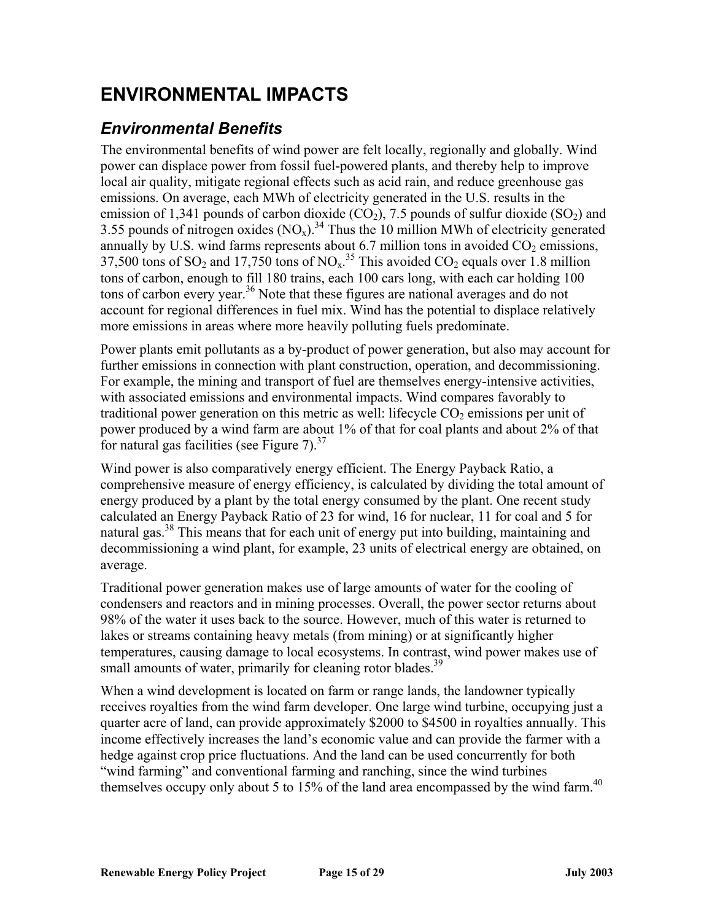# ENVIRONMENTAL IMPACTS

## *Environmental Benefits*

The environmental benefits of wind power are felt locally, regionally and globally. Wind power can displace power from fossil fuel-powered plants, and thereby help to improve local air quality, mitigate regional effects such as acid rain, and reduce greenhouse gas emissions. On average, each MWh of electricity generated in the U.S. results in the emission of 1,341 pounds of carbon dioxide ($CO_2$), 7.5 pounds of sulfur dioxide ($SO_2$) and 3.55 pounds of nitrogen oxides ($NO_x$).[34] Thus the 10 million MWh of electricity generated annually by U.S. wind farms represents about 6.7 million tons in avoided $CO_2$ emissions, 37,500 tons of $SO_2$ and 17,750 tons of $NO_x$.[35] This avoided $CO_2$ equals over 1.8 million tons of carbon, enough to fill 180 trains, each 100 cars long, with each car holding 100 tons of carbon every year.[36] Note that these figures are national averages and do not account for regional differences in fuel mix. Wind has the potential to displace relatively more emissions in areas where more heavily polluting fuels predominate.

Power plants emit pollutants as a by-product of power generation, but also may account for further emissions in connection with plant construction, operation, and decommissioning. For example, the mining and transport of fuel are themselves energy-intensive activities, with associated emissions and environmental impacts. Wind compares favorably to traditional power generation on this metric as well: lifecycle $CO_2$ emissions per unit of power produced by a wind farm are about 1% of that for coal plants and about 2% of that for natural gas facilities (see Figure 7).[37]

Wind power is also comparatively energy efficient. The Energy Payback Ratio, a comprehensive measure of energy efficiency, is calculated by dividing the total amount of energy produced by a plant by the total energy consumed by the plant. One recent study calculated an Energy Payback Ratio of 23 for wind, 16 for nuclear, 11 for coal and 5 for natural gas.[38] This means that for each unit of energy put into building, maintaining and decommissioning a wind plant, for example, 23 units of electrical energy are obtained, on average.

Traditional power generation makes use of large amounts of water for the cooling of condensers and reactors and in mining processes. Overall, the power sector returns about 98% of the water it uses back to the source. However, much of this water is returned to lakes or streams containing heavy metals (from mining) or at significantly higher temperatures, causing damage to local ecosystems. In contrast, wind power makes use of small amounts of water, primarily for cleaning rotor blades.[39]

When a wind development is located on farm or range lands, the landowner typically receives royalties from the wind farm developer. One large wind turbine, occupying just a quarter acre of land, can provide approximately $2000 to $4500 in royalties annually. This income effectively increases the land's economic value and can provide the farmer with a hedge against crop price fluctuations. And the land can be used concurrently for both "wind farming" and conventional farming and ranching, since the wind turbines themselves occupy only about 5 to 15% of the land area encompassed by the wind farm.[40]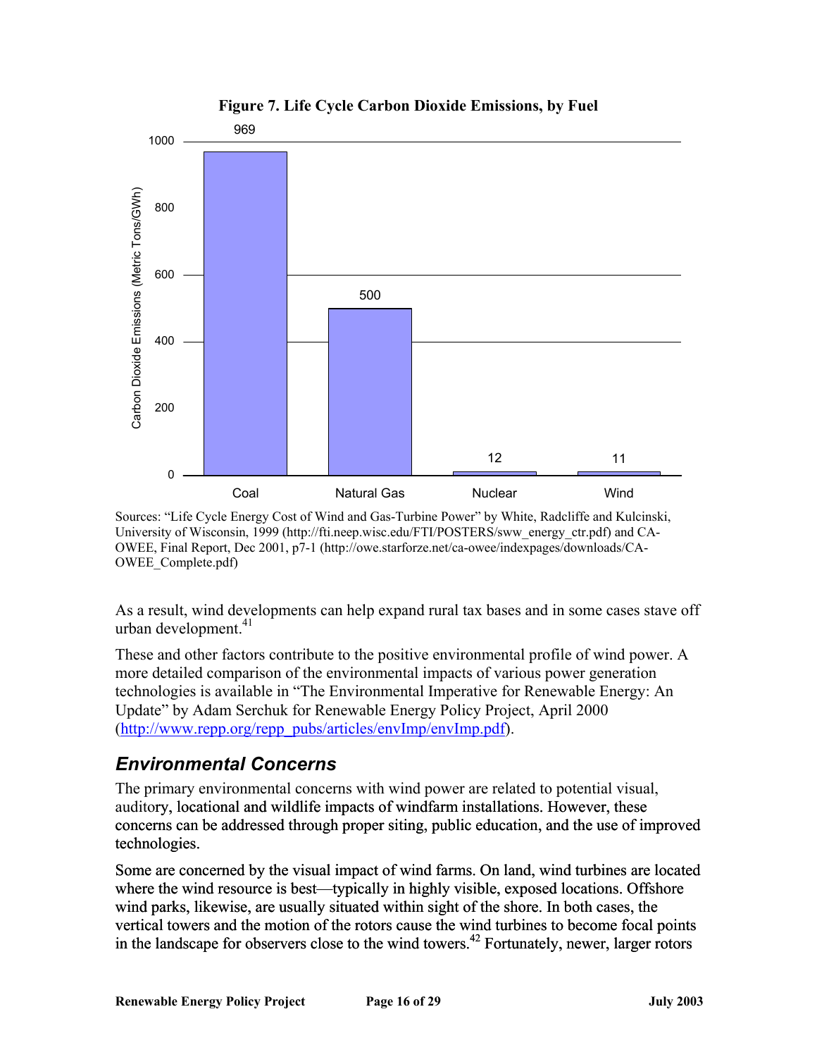**Figure 7. Life Cycle Carbon Dioxide Emissions, by Fuel**

| Fuel | Carbon Dioxide Emissions (Metric Tons/GWh) |
|---|---|
| Coal | 969 |
| Natural Gas | 500 |
| Nuclear | 12 |
| Wind | 11 |

Sources: "Life Cycle Energy Cost of Wind and Gas-Turbine Power" by White, Radcliffe and Kulcinski, University of Wisconsin, 1999 (http://fti.neep.wisc.edu/FTI/POSTERS/sww_energy_ctr.pdf) and CA-OWEE, Final Report, Dec 2001, p7-1 (http://owe.starforze.net/ca-owee/indexpages/downloads/CA-OWEE_Complete.pdf)

As a result, wind developments can help expand rural tax bases and in some cases stave off urban development.[41]

These and other factors contribute to the positive environmental profile of wind power. A more detailed comparison of the environmental impacts of various power generation technologies is available in "The Environmental Imperative for Renewable Energy: An Update" by Adam Serchuk for Renewable Energy Policy Project, April 2000 (http://www.repp.org/repp_pubs/articles/envImp/envImp.pdf).

## *Environmental Concerns*

The primary environmental concerns with wind power are related to potential visual, auditory, locational and wildlife impacts of windfarm installations. However, these concerns can be addressed through proper siting, public education, and the use of improved technologies.

Some are concerned by the visual impact of wind farms. On land, wind turbines are located where the wind resource is best—typically in highly visible, exposed locations. Offshore wind parks, likewise, are usually situated within sight of the shore. In both cases, the vertical towers and the motion of the rotors cause the wind turbines to become focal points in the landscape for observers close to the wind towers.[42] Fortunately, newer, larger rotors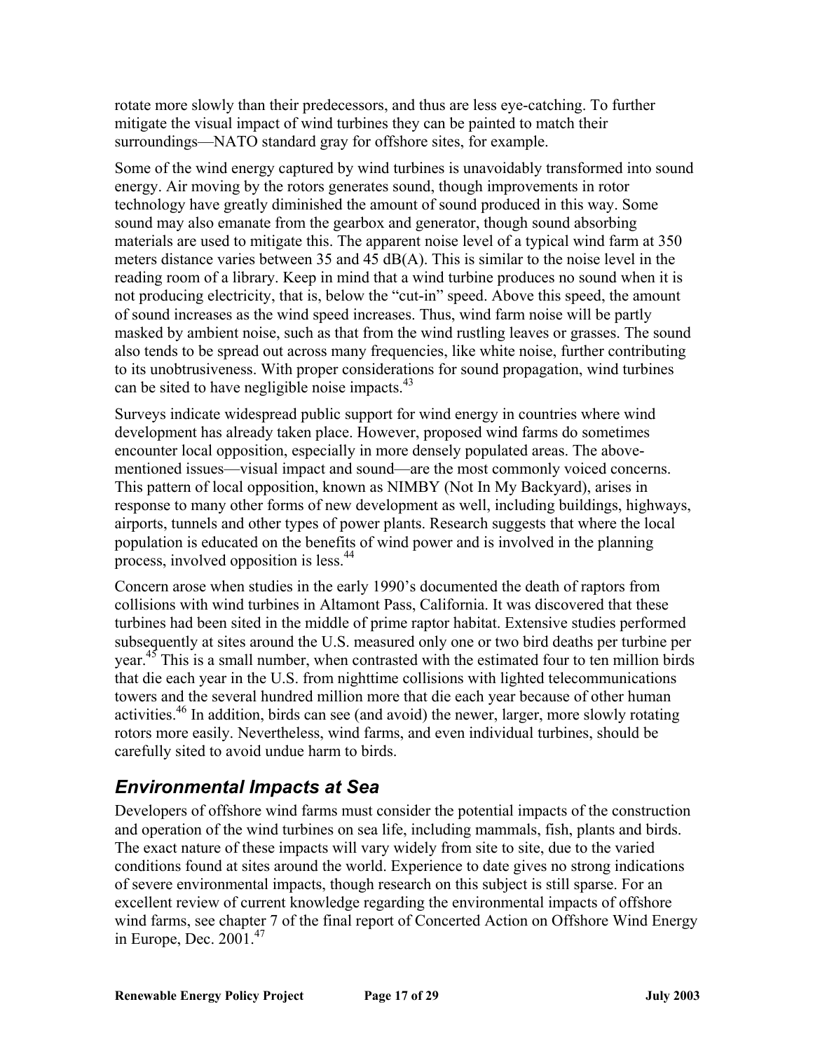rotate more slowly than their predecessors, and thus are less eye-catching. To further mitigate the visual impact of wind turbines they can be painted to match their surroundings—NATO standard gray for offshore sites, for example.

Some of the wind energy captured by wind turbines is unavoidably transformed into sound energy. Air moving by the rotors generates sound, though improvements in rotor technology have greatly diminished the amount of sound produced in this way. Some sound may also emanate from the gearbox and generator, though sound absorbing materials are used to mitigate this. The apparent noise level of a typical wind farm at 350 meters distance varies between 35 and 45 dB(A). This is similar to the noise level in the reading room of a library. Keep in mind that a wind turbine produces no sound when it is not producing electricity, that is, below the "cut-in" speed. Above this speed, the amount of sound increases as the wind speed increases. Thus, wind farm noise will be partly masked by ambient noise, such as that from the wind rustling leaves or grasses. The sound also tends to be spread out across many frequencies, like white noise, further contributing to its unobtrusiveness. With proper considerations for sound propagation, wind turbines can be sited to have negligible noise impacts.[43]

Surveys indicate widespread public support for wind energy in countries where wind development has already taken place. However, proposed wind farms do sometimes encounter local opposition, especially in more densely populated areas. The above-mentioned issues—visual impact and sound—are the most commonly voiced concerns. This pattern of local opposition, known as NIMBY (Not In My Backyard), arises in response to many other forms of new development as well, including buildings, highways, airports, tunnels and other types of power plants. Research suggests that where the local population is educated on the benefits of wind power and is involved in the planning process, involved opposition is less.[44]

Concern arose when studies in the early 1990's documented the death of raptors from collisions with wind turbines in Altamont Pass, California. It was discovered that these turbines had been sited in the middle of prime raptor habitat. Extensive studies performed subsequently at sites around the U.S. measured only one or two bird deaths per turbine per year.[45] This is a small number, when contrasted with the estimated four to ten million birds that die each year in the U.S. from nighttime collisions with lighted telecommunications towers and the several hundred million more that die each year because of other human activities.[46] In addition, birds can see (and avoid) the newer, larger, more slowly rotating rotors more easily. Nevertheless, wind farms, and even individual turbines, should be carefully sited to avoid undue harm to birds.

## *Environmental Impacts at Sea*

Developers of offshore wind farms must consider the potential impacts of the construction and operation of the wind turbines on sea life, including mammals, fish, plants and birds. The exact nature of these impacts will vary widely from site to site, due to the varied conditions found at sites around the world. Experience to date gives no strong indications of severe environmental impacts, though research on this subject is still sparse. For an excellent review of current knowledge regarding the environmental impacts of offshore wind farms, see chapter 7 of the final report of Concerted Action on Offshore Wind Energy in Europe, Dec. 2001.[47]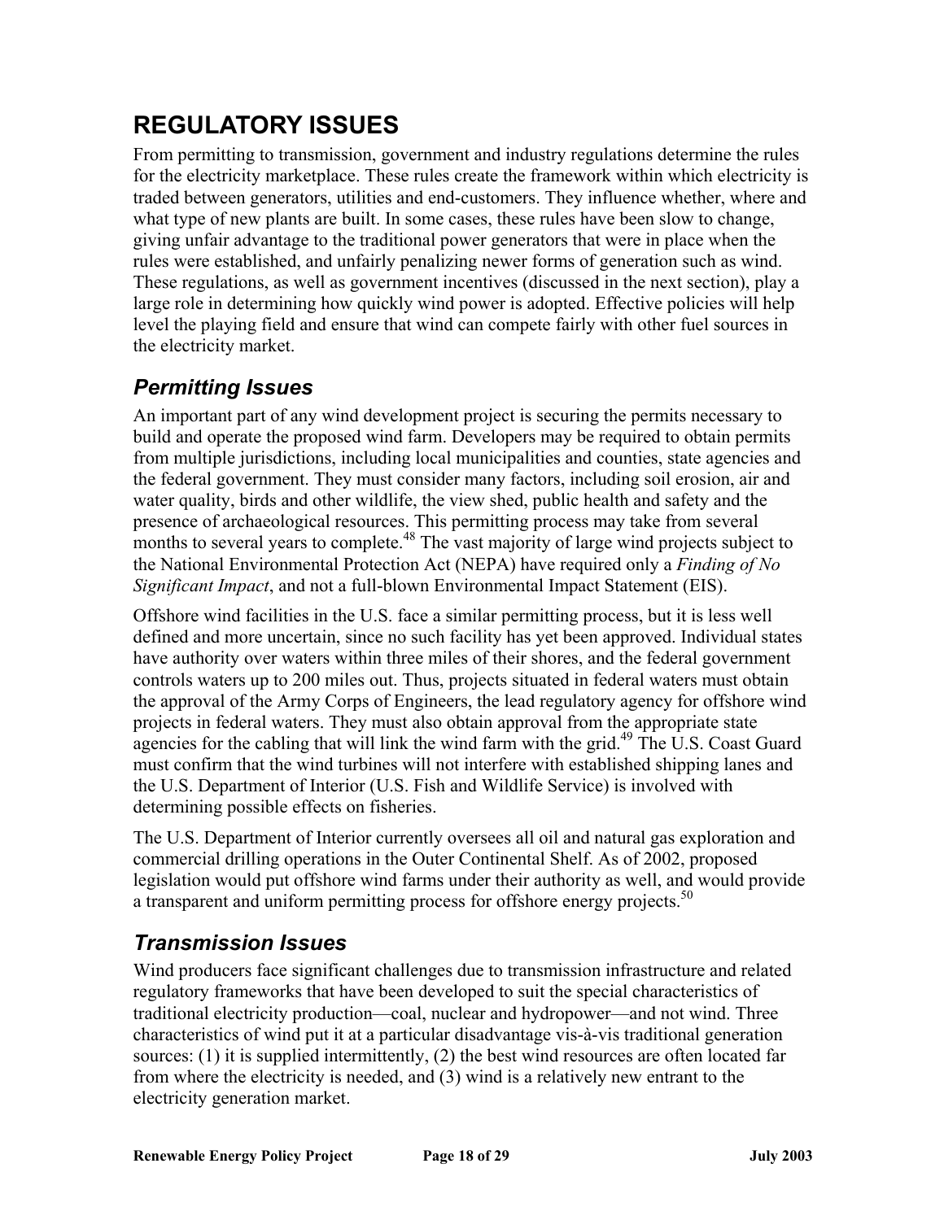# REGULATORY ISSUES

From permitting to transmission, government and industry regulations determine the rules for the electricity marketplace. These rules create the framework within which electricity is traded between generators, utilities and end-customers. They influence whether, where and what type of new plants are built. In some cases, these rules have been slow to change, giving unfair advantage to the traditional power generators that were in place when the rules were established, and unfairly penalizing newer forms of generation such as wind. These regulations, as well as government incentives (discussed in the next section), play a large role in determining how quickly wind power is adopted. Effective policies will help level the playing field and ensure that wind can compete fairly with other fuel sources in the electricity market.

## *Permitting Issues*

An important part of any wind development project is securing the permits necessary to build and operate the proposed wind farm. Developers may be required to obtain permits from multiple jurisdictions, including local municipalities and counties, state agencies and the federal government. They must consider many factors, including soil erosion, air and water quality, birds and other wildlife, the view shed, public health and safety and the presence of archaeological resources. This permitting process may take from several months to several years to complete.[48] The vast majority of large wind projects subject to the National Environmental Protection Act (NEPA) have required only a *Finding of No Significant Impact*, and not a full-blown Environmental Impact Statement (EIS).

Offshore wind facilities in the U.S. face a similar permitting process, but it is less well defined and more uncertain, since no such facility has yet been approved. Individual states have authority over waters within three miles of their shores, and the federal government controls waters up to 200 miles out. Thus, projects situated in federal waters must obtain the approval of the Army Corps of Engineers, the lead regulatory agency for offshore wind projects in federal waters. They must also obtain approval from the appropriate state agencies for the cabling that will link the wind farm with the grid.[49] The U.S. Coast Guard must confirm that the wind turbines will not interfere with established shipping lanes and the U.S. Department of Interior (U.S. Fish and Wildlife Service) is involved with determining possible effects on fisheries.

The U.S. Department of Interior currently oversees all oil and natural gas exploration and commercial drilling operations in the Outer Continental Shelf. As of 2002, proposed legislation would put offshore wind farms under their authority as well, and would provide a transparent and uniform permitting process for offshore energy projects.[50]

## *Transmission Issues*

Wind producers face significant challenges due to transmission infrastructure and related regulatory frameworks that have been developed to suit the special characteristics of traditional electricity production—coal, nuclear and hydropower—and not wind. Three characteristics of wind put it at a particular disadvantage vis-à-vis traditional generation sources: (1) it is supplied intermittently, (2) the best wind resources are often located far from where the electricity is needed, and (3) wind is a relatively new entrant to the electricity generation market.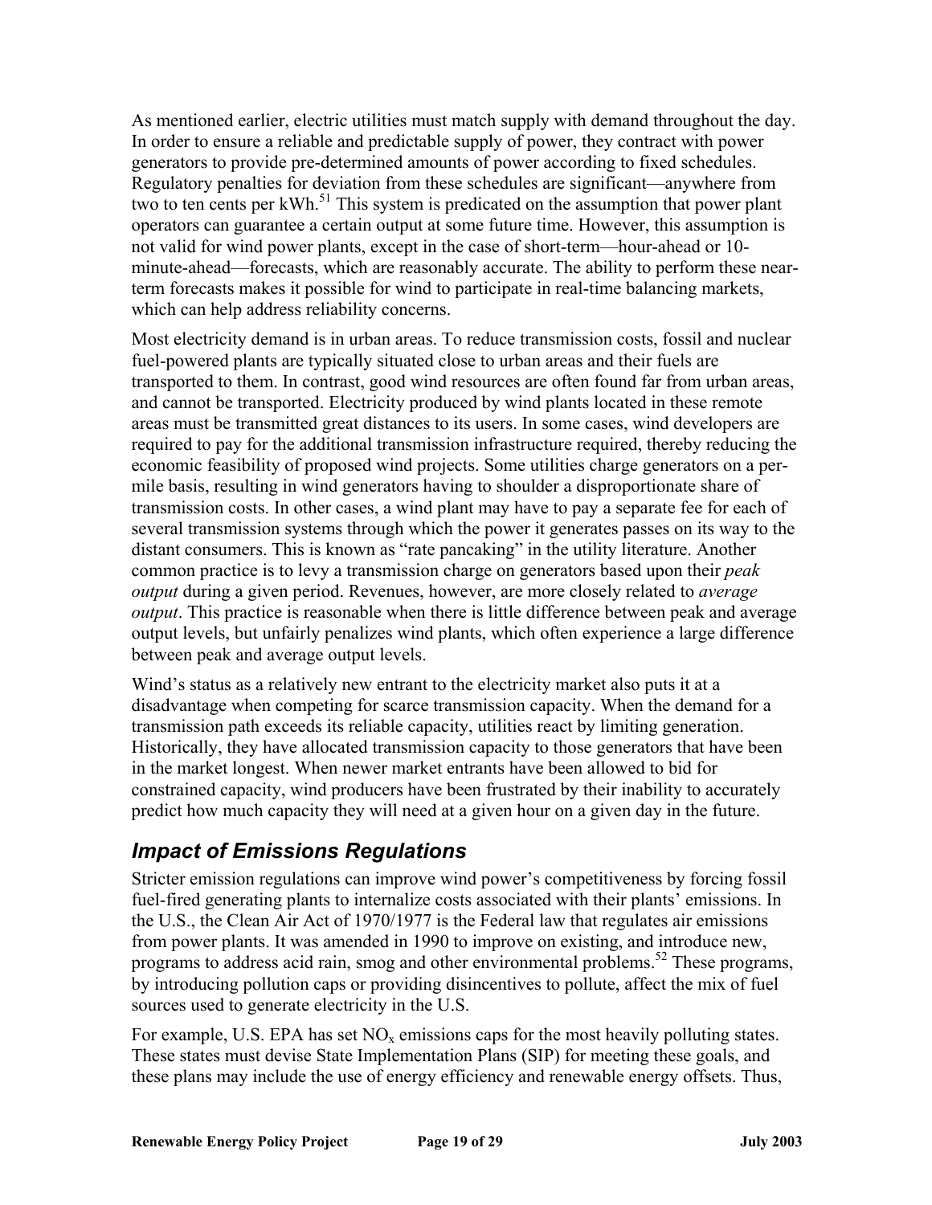As mentioned earlier, electric utilities must match supply with demand throughout the day. In order to ensure a reliable and predictable supply of power, they contract with power generators to provide pre-determined amounts of power according to fixed schedules. Regulatory penalties for deviation from these schedules are significant—anywhere from two to ten cents per kWh.[51] This system is predicated on the assumption that power plant operators can guarantee a certain output at some future time. However, this assumption is not valid for wind power plants, except in the case of short-term—hour-ahead or 10-minute-ahead—forecasts, which are reasonably accurate. The ability to perform these near-term forecasts makes it possible for wind to participate in real-time balancing markets, which can help address reliability concerns.

Most electricity demand is in urban areas. To reduce transmission costs, fossil and nuclear fuel-powered plants are typically situated close to urban areas and their fuels are transported to them. In contrast, good wind resources are often found far from urban areas, and cannot be transported. Electricity produced by wind plants located in these remote areas must be transmitted great distances to its users. In some cases, wind developers are required to pay for the additional transmission infrastructure required, thereby reducing the economic feasibility of proposed wind projects. Some utilities charge generators on a per-mile basis, resulting in wind generators having to shoulder a disproportionate share of transmission costs. In other cases, a wind plant may have to pay a separate fee for each of several transmission systems through which the power it generates passes on its way to the distant consumers. This is known as "rate pancaking" in the utility literature. Another common practice is to levy a transmission charge on generators based upon their *peak output* during a given period. Revenues, however, are more closely related to *average output*. This practice is reasonable when there is little difference between peak and average output levels, but unfairly penalizes wind plants, which often experience a large difference between peak and average output levels.

Wind's status as a relatively new entrant to the electricity market also puts it at a disadvantage when competing for scarce transmission capacity. When the demand for a transmission path exceeds its reliable capacity, utilities react by limiting generation. Historically, they have allocated transmission capacity to those generators that have been in the market longest. When newer market entrants have been allowed to bid for constrained capacity, wind producers have been frustrated by their inability to accurately predict how much capacity they will need at a given hour on a given day in the future.

## *Impact of Emissions Regulations*

Stricter emission regulations can improve wind power's competitiveness by forcing fossil fuel-fired generating plants to internalize costs associated with their plants' emissions. In the U.S., the Clean Air Act of 1970/1977 is the Federal law that regulates air emissions from power plants. It was amended in 1990 to improve on existing, and introduce new, programs to address acid rain, smog and other environmental problems.[52] These programs, by introducing pollution caps or providing disincentives to pollute, affect the mix of fuel sources used to generate electricity in the U.S.

For example, U.S. EPA has set $NO_x$ emissions caps for the most heavily polluting states. These states must devise State Implementation Plans (SIP) for meeting these goals, and these plans may include the use of energy efficiency and renewable energy offsets. Thus,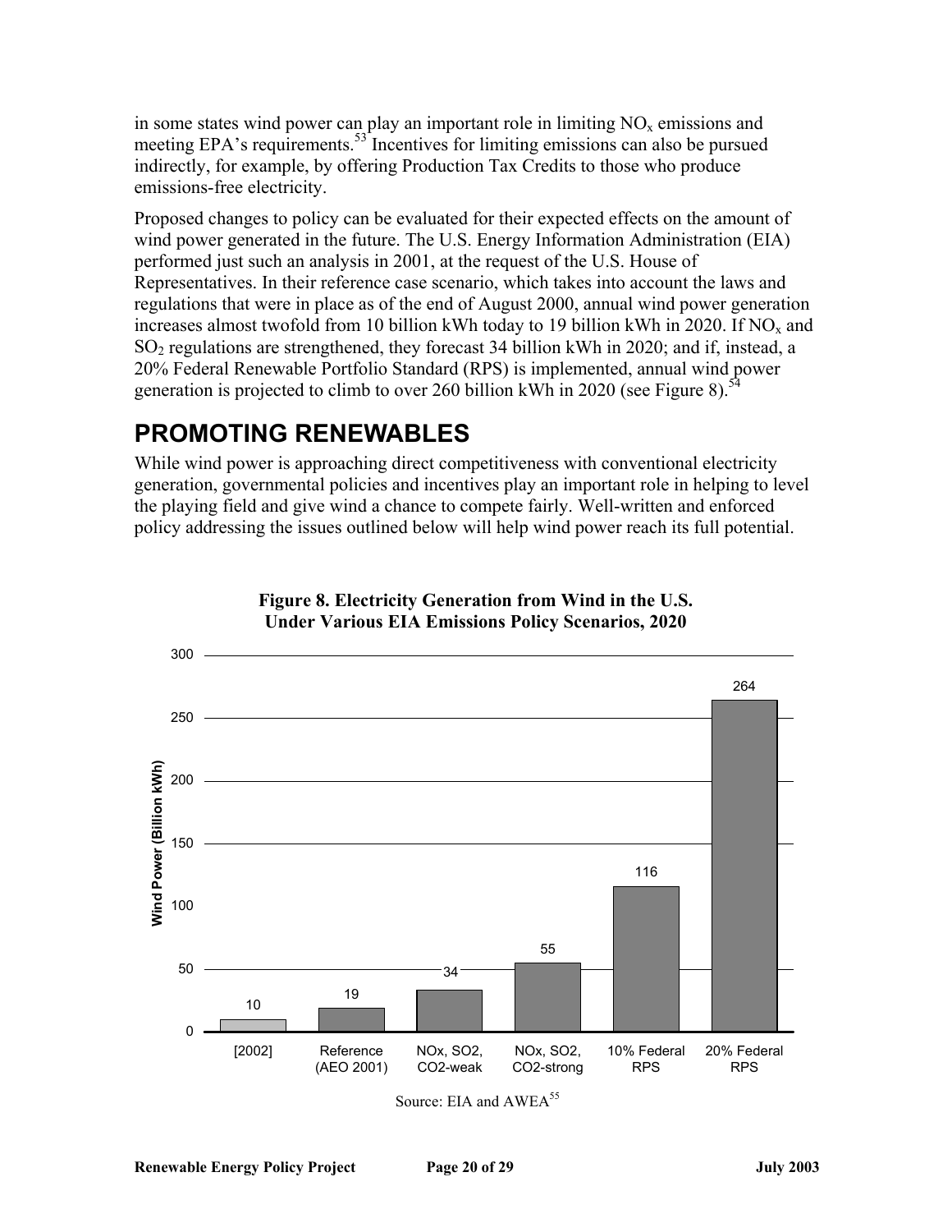in some states wind power can play an important role in limiting $NO_x$ emissions and meeting EPA's requirements.[53] Incentives for limiting emissions can also be pursued indirectly, for example, by offering Production Tax Credits to those who produce emissions-free electricity.

Proposed changes to policy can be evaluated for their expected effects on the amount of wind power generated in the future. The U.S. Energy Information Administration (EIA) performed just such an analysis in 2001, at the request of the U.S. House of Representatives. In their reference case scenario, which takes into account the laws and regulations that were in place as of the end of August 2000, annual wind power generation increases almost twofold from 10 billion kWh today to 19 billion kWh in 2020. If $NO_x$ and $SO_2$ regulations are strengthened, they forecast 34 billion kWh in 2020; and if, instead, a 20% Federal Renewable Portfolio Standard (RPS) is implemented, annual wind power generation is projected to climb to over 260 billion kWh in 2020 (see Figure 8).[54]

# PROMOTING RENEWABLES

While wind power is approaching direct competitiveness with conventional electricity generation, governmental policies and incentives play an important role in helping to level the playing field and give wind a chance to compete fairly. Well-written and enforced policy addressing the issues outlined below will help wind power reach its full potential.

**Figure 8. Electricity Generation from Wind in the U.S. Under Various EIA Emissions Policy Scenarios, 2020**

| Scenario | Wind Power (Billion kWh) |
|---|---|
| [2002] | 10 |
| Reference (AEO 2001) | 19 |
| NOx, SO2, CO2-weak | 34 |
| NOx, SO2, CO2-strong | 55 |
| 10% Federal RPS | 116 |
| 20% Federal RPS | 264 |

Source: EIA and AWEA[55]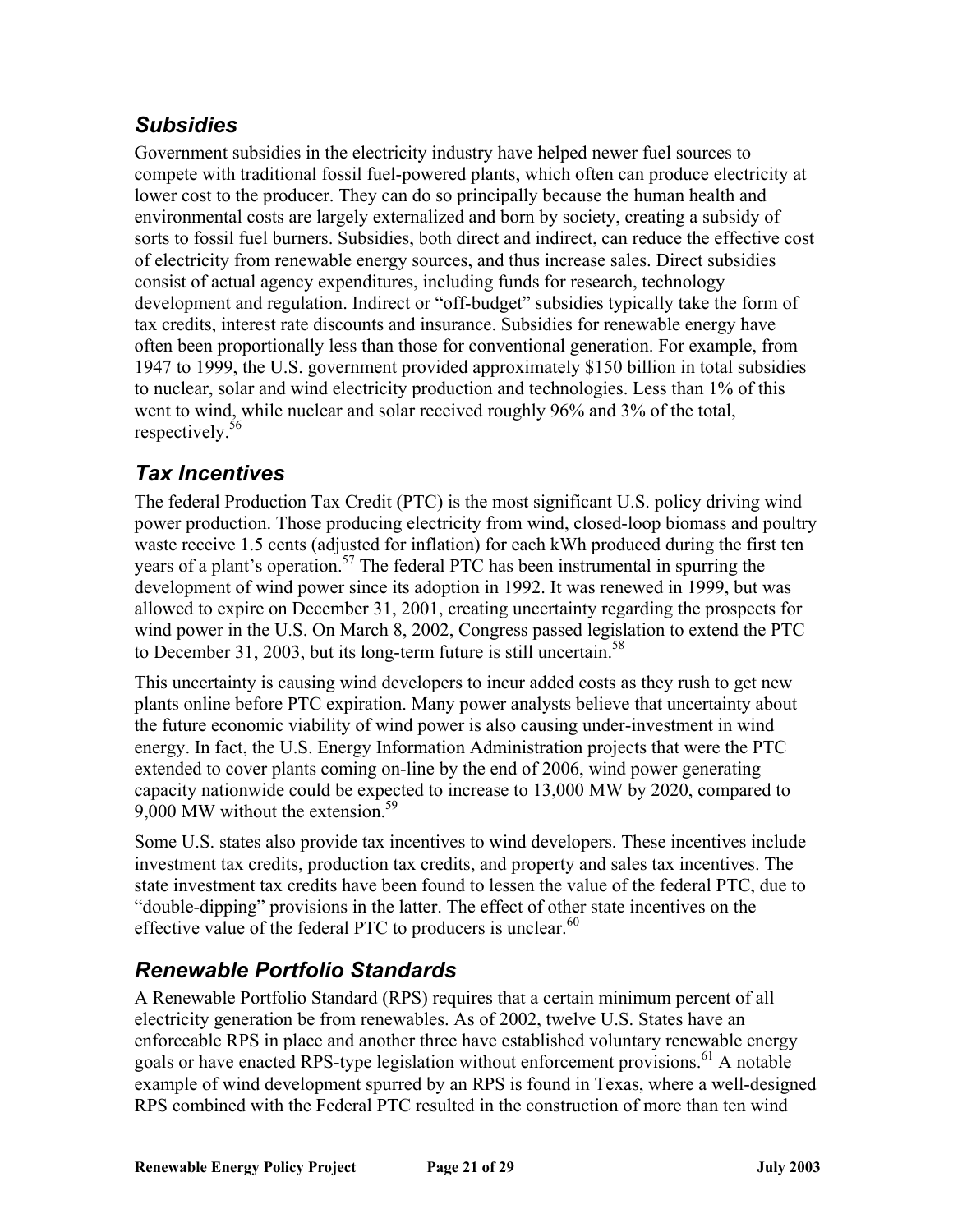## *Subsidies*

Government subsidies in the electricity industry have helped newer fuel sources to compete with traditional fossil fuel-powered plants, which often can produce electricity at lower cost to the producer. They can do so principally because the human health and environmental costs are largely externalized and born by society, creating a subsidy of sorts to fossil fuel burners. Subsidies, both direct and indirect, can reduce the effective cost of electricity from renewable energy sources, and thus increase sales. Direct subsidies consist of actual agency expenditures, including funds for research, technology development and regulation. Indirect or "off-budget" subsidies typically take the form of tax credits, interest rate discounts and insurance. Subsidies for renewable energy have often been proportionally less than those for conventional generation. For example, from 1947 to 1999, the U.S. government provided approximately $150 billion in total subsidies to nuclear, solar and wind electricity production and technologies. Less than 1% of this went to wind, while nuclear and solar received roughly 96% and 3% of the total, respectively.[56]

## *Tax Incentives*

The federal Production Tax Credit (PTC) is the most significant U.S. policy driving wind power production. Those producing electricity from wind, closed-loop biomass and poultry waste receive 1.5 cents (adjusted for inflation) for each kWh produced during the first ten years of a plant's operation.[57] The federal PTC has been instrumental in spurring the development of wind power since its adoption in 1992. It was renewed in 1999, but was allowed to expire on December 31, 2001, creating uncertainty regarding the prospects for wind power in the U.S. On March 8, 2002, Congress passed legislation to extend the PTC to December 31, 2003, but its long-term future is still uncertain.[58]

This uncertainty is causing wind developers to incur added costs as they rush to get new plants online before PTC expiration. Many power analysts believe that uncertainty about the future economic viability of wind power is also causing under-investment in wind energy. In fact, the U.S. Energy Information Administration projects that were the PTC extended to cover plants coming on-line by the end of 2006, wind power generating capacity nationwide could be expected to increase to 13,000 MW by 2020, compared to 9,000 MW without the extension.[59]

Some U.S. states also provide tax incentives to wind developers. These incentives include investment tax credits, production tax credits, and property and sales tax incentives. The state investment tax credits have been found to lessen the value of the federal PTC, due to "double-dipping" provisions in the latter. The effect of other state incentives on the effective value of the federal PTC to producers is unclear.[60]

## *Renewable Portfolio Standards*

A Renewable Portfolio Standard (RPS) requires that a certain minimum percent of all electricity generation be from renewables. As of 2002, twelve U.S. States have an enforceable RPS in place and another three have established voluntary renewable energy goals or have enacted RPS-type legislation without enforcement provisions.[61] A notable example of wind development spurred by an RPS is found in Texas, where a well-designed RPS combined with the Federal PTC resulted in the construction of more than ten wind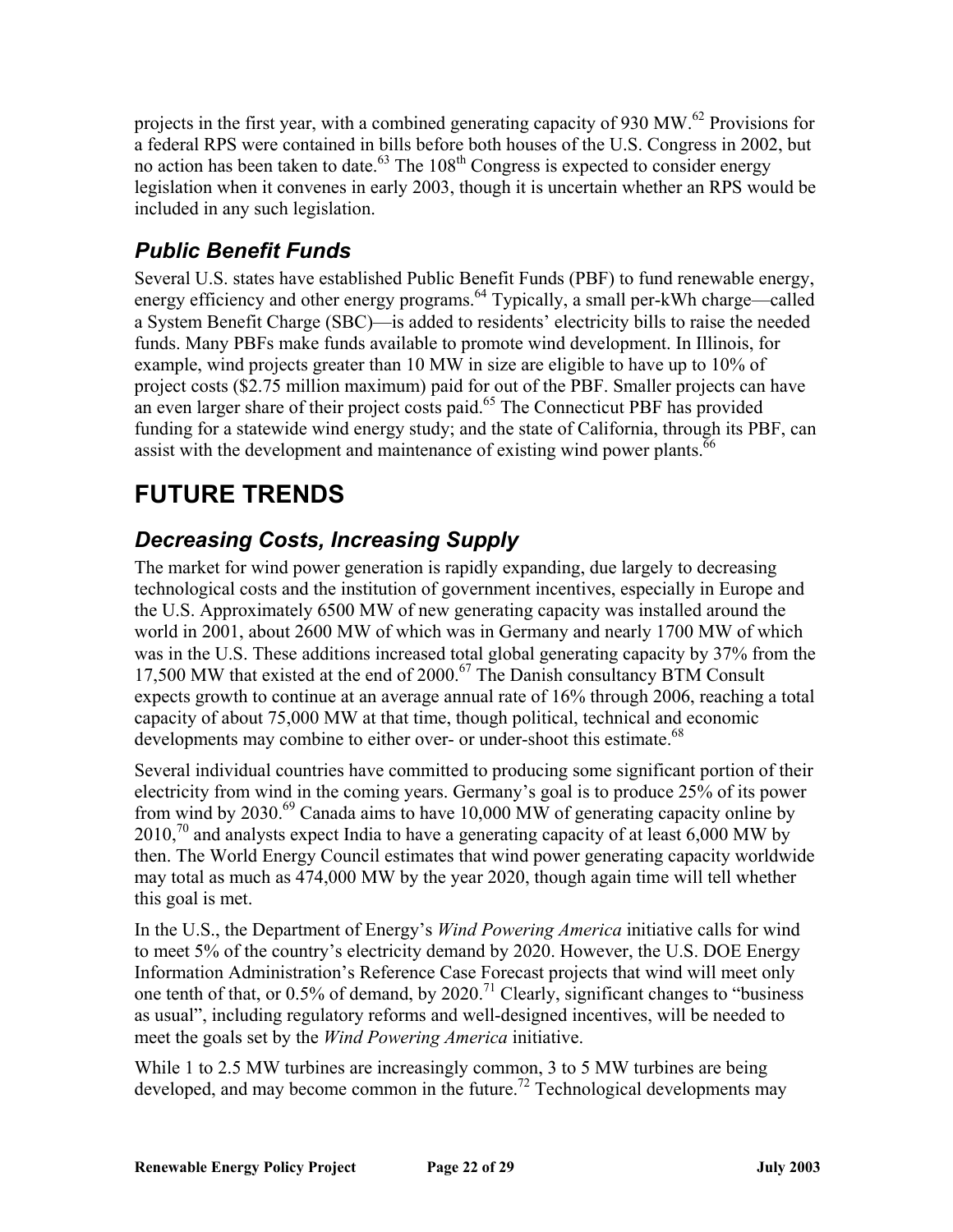projects in the first year, with a combined generating capacity of 930 MW.[62] Provisions for a federal RPS were contained in bills before both houses of the U.S. Congress in 2002, but no action has been taken to date.[63] The 108th Congress is expected to consider energy legislation when it convenes in early 2003, though it is uncertain whether an RPS would be included in any such legislation.

### *Public Benefit Funds*

Several U.S. states have established Public Benefit Funds (PBF) to fund renewable energy, energy efficiency and other energy programs.[64] Typically, a small per-kWh charge—called a System Benefit Charge (SBC)—is added to residents' electricity bills to raise the needed funds. Many PBFs make funds available to promote wind development. In Illinois, for example, wind projects greater than 10 MW in size are eligible to have up to 10% of project costs ($2.75 million maximum) paid for out of the PBF. Smaller projects can have an even larger share of their project costs paid.[65] The Connecticut PBF has provided funding for a statewide wind energy study; and the state of California, through its PBF, can assist with the development and maintenance of existing wind power plants.[66]

## FUTURE TRENDS

### *Decreasing Costs, Increasing Supply*

The market for wind power generation is rapidly expanding, due largely to decreasing technological costs and the institution of government incentives, especially in Europe and the U.S. Approximately 6500 MW of new generating capacity was installed around the world in 2001, about 2600 MW of which was in Germany and nearly 1700 MW of which was in the U.S. These additions increased total global generating capacity by 37% from the 17,500 MW that existed at the end of 2000.[67] The Danish consultancy BTM Consult expects growth to continue at an average annual rate of 16% through 2006, reaching a total capacity of about 75,000 MW at that time, though political, technical and economic developments may combine to either over- or under-shoot this estimate.[68]

Several individual countries have committed to producing some significant portion of their electricity from wind in the coming years. Germany's goal is to produce 25% of its power from wind by 2030.[69] Canada aims to have 10,000 MW of generating capacity online by 2010,[70] and analysts expect India to have a generating capacity of at least 6,000 MW by then. The World Energy Council estimates that wind power generating capacity worldwide may total as much as 474,000 MW by the year 2020, though again time will tell whether this goal is met.

In the U.S., the Department of Energy's *Wind Powering America* initiative calls for wind to meet 5% of the country's electricity demand by 2020. However, the U.S. DOE Energy Information Administration's Reference Case Forecast projects that wind will meet only one tenth of that, or 0.5% of demand, by 2020.[71] Clearly, significant changes to "business as usual", including regulatory reforms and well-designed incentives, will be needed to meet the goals set by the *Wind Powering America* initiative.

While 1 to 2.5 MW turbines are increasingly common, 3 to 5 MW turbines are being developed, and may become common in the future.[72] Technological developments may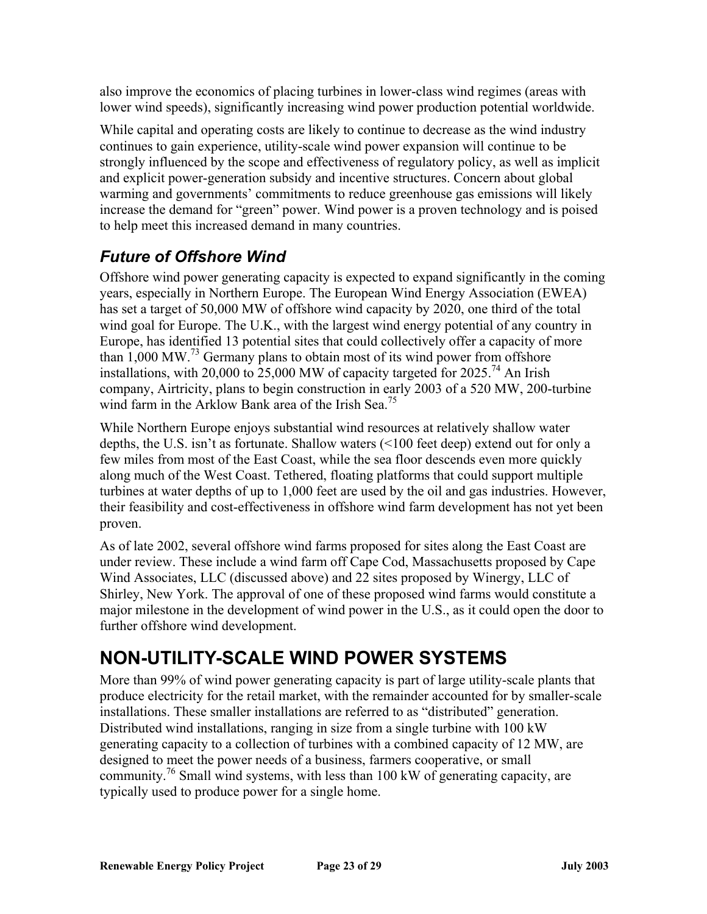also improve the economics of placing turbines in lower-class wind regimes (areas with lower wind speeds), significantly increasing wind power production potential worldwide.

While capital and operating costs are likely to continue to decrease as the wind industry continues to gain experience, utility-scale wind power expansion will continue to be strongly influenced by the scope and effectiveness of regulatory policy, as well as implicit and explicit power-generation subsidy and incentive structures. Concern about global warming and governments' commitments to reduce greenhouse gas emissions will likely increase the demand for "green" power. Wind power is a proven technology and is poised to help meet this increased demand in many countries.

### *Future of Offshore Wind*

Offshore wind power generating capacity is expected to expand significantly in the coming years, especially in Northern Europe. The European Wind Energy Association (EWEA) has set a target of 50,000 MW of offshore wind capacity by 2020, one third of the total wind goal for Europe. The U.K., with the largest wind energy potential of any country in Europe, has identified 13 potential sites that could collectively offer a capacity of more than 1,000 MW.[73] Germany plans to obtain most of its wind power from offshore installations, with 20,000 to 25,000 MW of capacity targeted for 2025.[74] An Irish company, Airtricity, plans to begin construction in early 2003 of a 520 MW, 200-turbine wind farm in the Arklow Bank area of the Irish Sea.[75]

While Northern Europe enjoys substantial wind resources at relatively shallow water depths, the U.S. isn't as fortunate. Shallow waters (<100 feet deep) extend out for only a few miles from most of the East Coast, while the sea floor descends even more quickly along much of the West Coast. Tethered, floating platforms that could support multiple turbines at water depths of up to 1,000 feet are used by the oil and gas industries. However, their feasibility and cost-effectiveness in offshore wind farm development has not yet been proven.

As of late 2002, several offshore wind farms proposed for sites along the East Coast are under review. These include a wind farm off Cape Cod, Massachusetts proposed by Cape Wind Associates, LLC (discussed above) and 22 sites proposed by Winergy, LLC of Shirley, New York. The approval of one of these proposed wind farms would constitute a major milestone in the development of wind power in the U.S., as it could open the door to further offshore wind development.

## NON-UTILITY-SCALE WIND POWER SYSTEMS

More than 99% of wind power generating capacity is part of large utility-scale plants that produce electricity for the retail market, with the remainder accounted for by smaller-scale installations. These smaller installations are referred to as "distributed" generation. Distributed wind installations, ranging in size from a single turbine with 100 kW generating capacity to a collection of turbines with a combined capacity of 12 MW, are designed to meet the power needs of a business, farmers cooperative, or small community.[76] Small wind systems, with less than 100 kW of generating capacity, are typically used to produce power for a single home.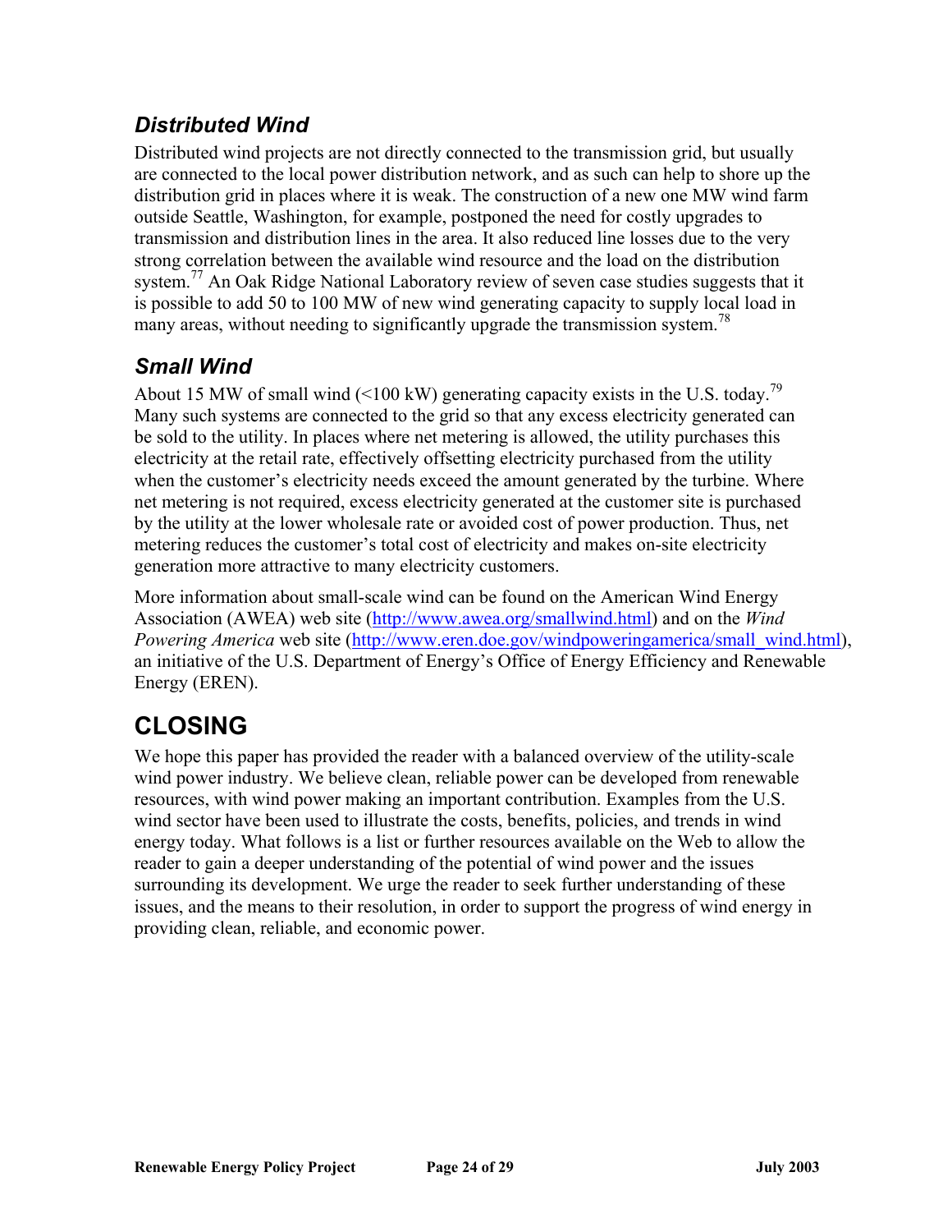### *Distributed Wind*

Distributed wind projects are not directly connected to the transmission grid, but usually are connected to the local power distribution network, and as such can help to shore up the distribution grid in places where it is weak. The construction of a new one MW wind farm outside Seattle, Washington, for example, postponed the need for costly upgrades to transmission and distribution lines in the area. It also reduced line losses due to the very strong correlation between the available wind resource and the load on the distribution system.[77] An Oak Ridge National Laboratory review of seven case studies suggests that it is possible to add 50 to 100 MW of new wind generating capacity to supply local load in many areas, without needing to significantly upgrade the transmission system.[78]

### *Small Wind*

About 15 MW of small wind (<100 kW) generating capacity exists in the U.S. today.[79] Many such systems are connected to the grid so that any excess electricity generated can be sold to the utility. In places where net metering is allowed, the utility purchases this electricity at the retail rate, effectively offsetting electricity purchased from the utility when the customer's electricity needs exceed the amount generated by the turbine. Where net metering is not required, excess electricity generated at the customer site is purchased by the utility at the lower wholesale rate or avoided cost of power production. Thus, net metering reduces the customer's total cost of electricity and makes on-site electricity generation more attractive to many electricity customers.

More information about small-scale wind can be found on the American Wind Energy Association (AWEA) web site (http://www.awea.org/smallwind.html) and on the *Wind Powering America* web site (http://www.eren.doe.gov/windpoweringamerica/small_wind.html), an initiative of the U.S. Department of Energy's Office of Energy Efficiency and Renewable Energy (EREN).

## CLOSING

We hope this paper has provided the reader with a balanced overview of the utility-scale wind power industry. We believe clean, reliable power can be developed from renewable resources, with wind power making an important contribution. Examples from the U.S. wind sector have been used to illustrate the costs, benefits, policies, and trends in wind energy today. What follows is a list or further resources available on the Web to allow the reader to gain a deeper understanding of the potential of wind power and the issues surrounding its development. We urge the reader to seek further understanding of these issues, and the means to their resolution, in order to support the progress of wind energy in providing clean, reliable, and economic power.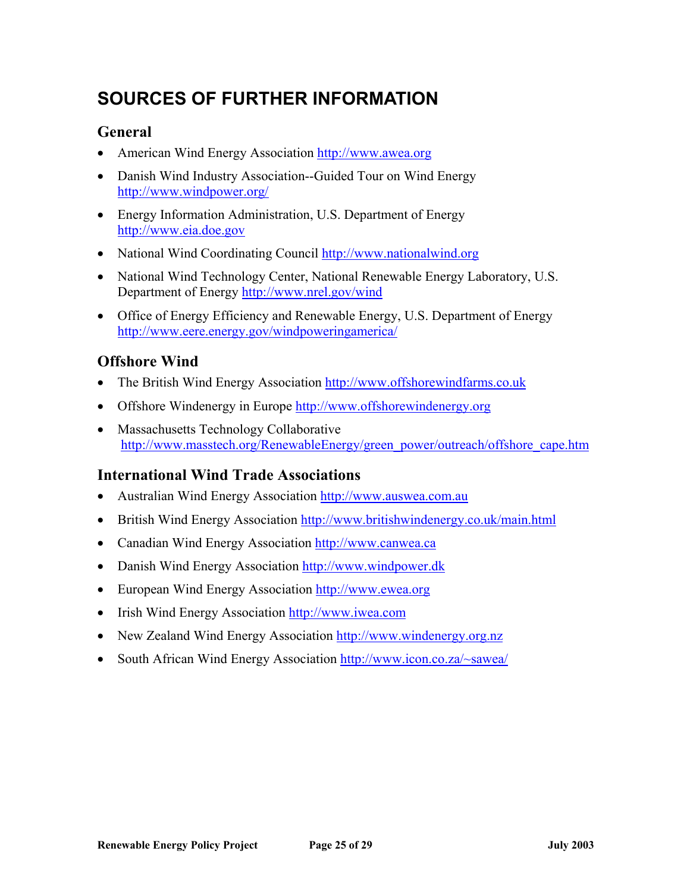# SOURCES OF FURTHER INFORMATION

## General

- American Wind Energy Association http://www.awea.org
- Danish Wind Industry Association--Guided Tour on Wind Energy http://www.windpower.org/
- Energy Information Administration, U.S. Department of Energy http://www.eia.doe.gov
- National Wind Coordinating Council http://www.nationalwind.org
- National Wind Technology Center, National Renewable Energy Laboratory, U.S. Department of Energy http://www.nrel.gov/wind
- Office of Energy Efficiency and Renewable Energy, U.S. Department of Energy http://www.eere.energy.gov/windpoweringamerica/

## Offshore Wind

- The British Wind Energy Association http://www.offshorewindfarms.co.uk
- Offshore Windenergy in Europe http://www.offshorewindenergy.org
- Massachusetts Technology Collaborative http://www.masstech.org/RenewableEnergy/green_power/outreach/offshore_cape.htm

## International Wind Trade Associations

- Australian Wind Energy Association http://www.auswea.com.au
- British Wind Energy Association http://www.britishwindenergy.co.uk/main.html
- Canadian Wind Energy Association http://www.canwea.ca
- Danish Wind Energy Association http://www.windpower.dk
- European Wind Energy Association http://www.ewea.org
- Irish Wind Energy Association http://www.iwea.com
- New Zealand Wind Energy Association http://www.windenergy.org.nz
- South African Wind Energy Association http://www.icon.co.za/~sawea/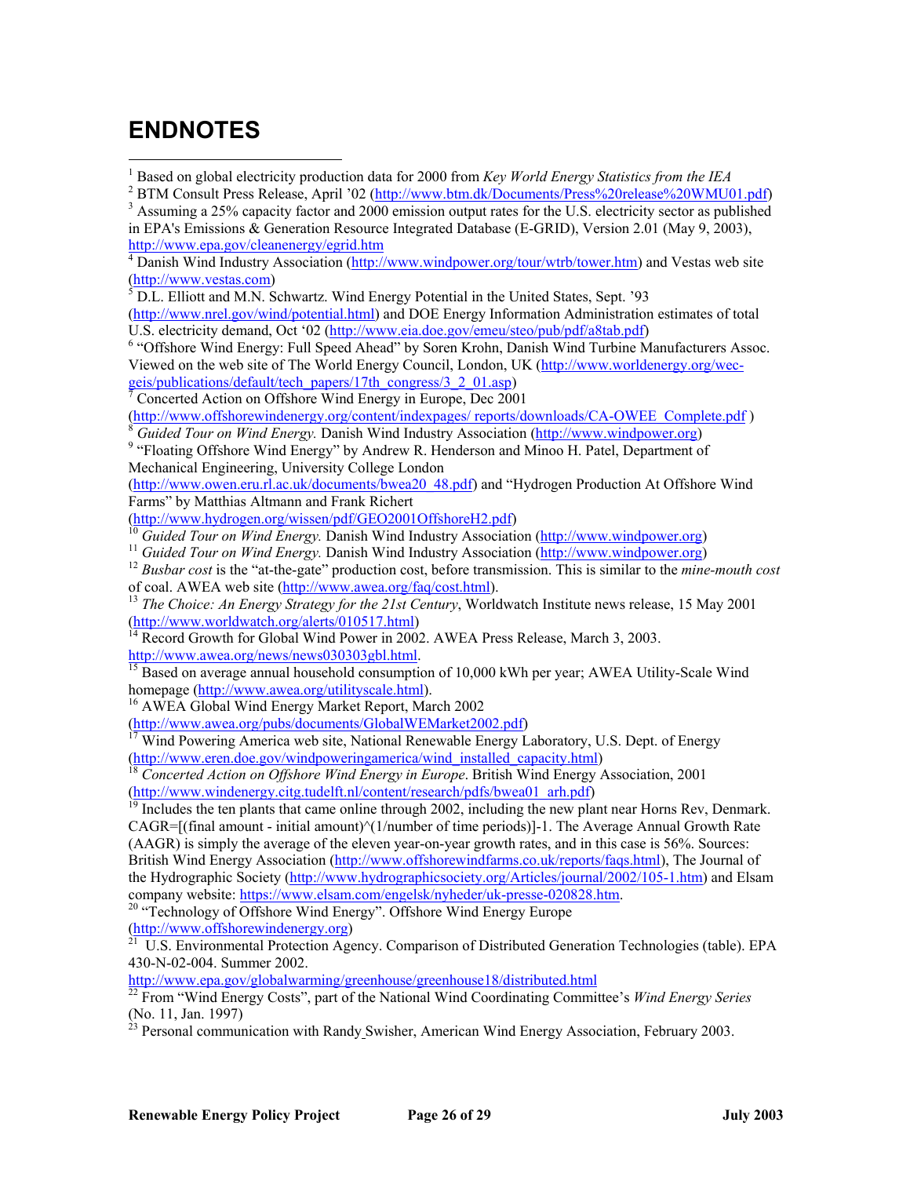# ENDNOTES

[1] Based on global electricity production data for 2000 from *Key World Energy Statistics from the IEA*

[2] BTM Consult Press Release, April '02 (http://www.btm.dk/Documents/Press%20release%20WMU01.pdf)

[3] Assuming a 25% capacity factor and 2000 emission output rates for the U.S. electricity sector as published in EPA's Emissions & Generation Resource Integrated Database (E-GRID), Version 2.01 (May 9, 2003), http://www.epa.gov/cleanenergy/egrid.htm

[4] Danish Wind Industry Association (http://www.windpower.org/tour/wtrb/tower.htm) and Vestas web site (http://www.vestas.com)

[5] D.L. Elliott and M.N. Schwartz. Wind Energy Potential in the United States, Sept. '93 (http://www.nrel.gov/wind/potential.html) and DOE Energy Information Administration estimates of total U.S. electricity demand, Oct '02 (http://www.eia.doe.gov/emeu/steo/pub/pdf/a8tab.pdf)

[6] "Offshore Wind Energy: Full Speed Ahead" by Soren Krohn, Danish Wind Turbine Manufacturers Assoc. Viewed on the web site of The World Energy Council, London, UK (http://www.worldenergy.org/wec-geis/publications/default/tech_papers/17th_congress/3_2_01.asp)

[7] Concerted Action on Offshore Wind Energy in Europe, Dec 2001 (http://www.offshorewindenergy.org/content/indexpages/ reports/downloads/CA-OWEE_Complete.pdf )

[8] *Guided Tour on Wind Energy.* Danish Wind Industry Association (http://www.windpower.org)

[9] "Floating Offshore Wind Energy" by Andrew R. Henderson and Minoo H. Patel, Department of Mechanical Engineering, University College London (http://www.owen.eru.rl.ac.uk/documents/bwea20_48.pdf) and "Hydrogen Production At Offshore Wind Farms" by Matthias Altmann and Frank Richert (http://www.hydrogen.org/wissen/pdf/GEO2001OffshoreH2.pdf)

[10] *Guided Tour on Wind Energy.* Danish Wind Industry Association (http://www.windpower.org)

[11] *Guided Tour on Wind Energy.* Danish Wind Industry Association (http://www.windpower.org)

[12] *Busbar cost* is the "at-the-gate" production cost, before transmission. This is similar to the *mine-mouth cost* of coal. AWEA web site (http://www.awea.org/faq/cost.html).

[13] *The Choice: An Energy Strategy for the 21st Century*, Worldwatch Institute news release, 15 May 2001 (http://www.worldwatch.org/alerts/010517.html)

[14] Record Growth for Global Wind Power in 2002. AWEA Press Release, March 3, 2003. http://www.awea.org/news/news030303gbl.html.

[15] Based on average annual household consumption of 10,000 kWh per year; AWEA Utility-Scale Wind homepage (http://www.awea.org/utilityscale.html).

[16] AWEA Global Wind Energy Market Report, March 2002 (http://www.awea.org/pubs/documents/GlobalWEMarket2002.pdf)

[17] Wind Powering America web site, National Renewable Energy Laboratory, U.S. Dept. of Energy (http://www.eren.doe.gov/windpoweringamerica/wind_installed_capacity.html)

[18] *Concerted Action on Offshore Wind Energy in Europe*. British Wind Energy Association, 2001 (http://www.windenergy.citg.tudelft.nl/content/research/pdfs/bwea01_arh.pdf)

[19] Includes the ten plants that came online through 2002, including the new plant near Horns Rev, Denmark. CAGR=[(final amount - initial amount)^(1/number of time periods)]-1. The Average Annual Growth Rate (AAGR) is simply the average of the eleven year-on-year growth rates, and in this case is 56%. Sources: British Wind Energy Association (http://www.offshorewindfarms.co.uk/reports/faqs.html), The Journal of the Hydrographic Society (http://www.hydrographicsociety.org/Articles/journal/2002/105-1.htm) and Elsam company website: https://www.elsam.com/engelsk/nyheder/uk-presse-020828.htm.

[20] "Technology of Offshore Wind Energy". Offshore Wind Energy Europe (http://www.offshorewindenergy.org)

[21] U.S. Environmental Protection Agency. Comparison of Distributed Generation Technologies (table). EPA 430-N-02-004. Summer 2002. http://www.epa.gov/globalwarming/greenhouse/greenhouse18/distributed.html

[22] From "Wind Energy Costs", part of the National Wind Coordinating Committee's *Wind Energy Series* (No. 11, Jan. 1997)

[23] Personal communication with Randy Swisher, American Wind Energy Association, February 2003.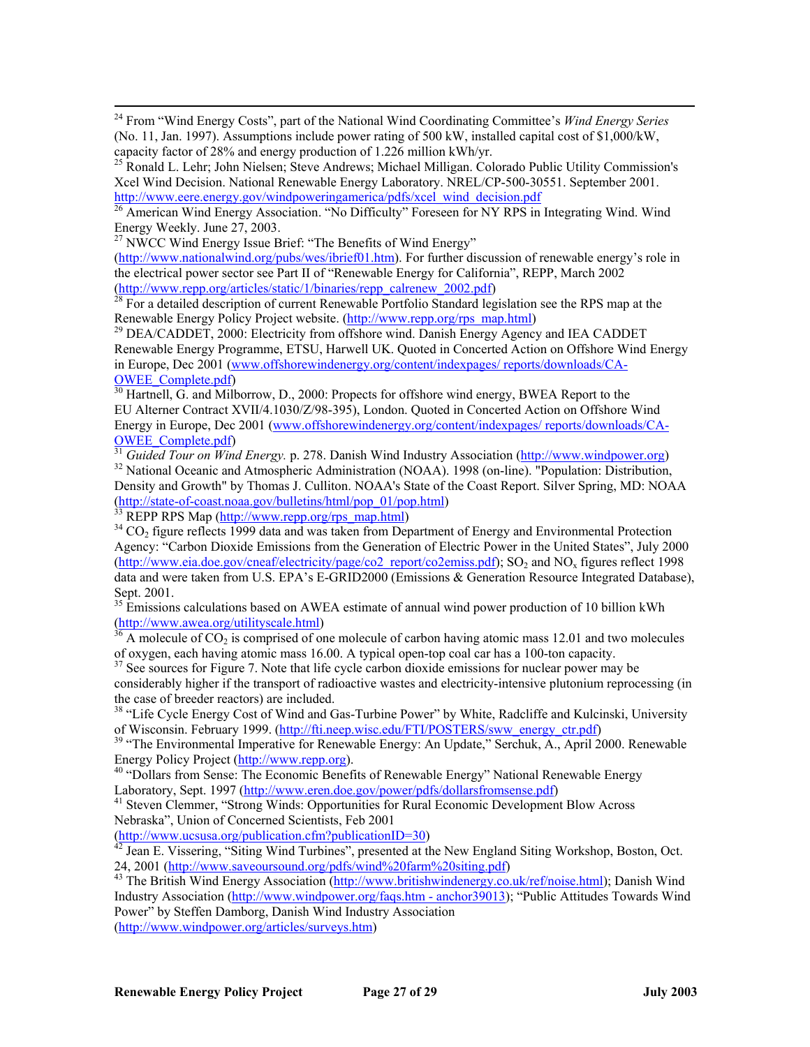[24] From "Wind Energy Costs", part of the National Wind Coordinating Committee's *Wind Energy Series* (No. 11, Jan. 1997). Assumptions include power rating of 500 kW, installed capital cost of $1,000/kW, capacity factor of 28% and energy production of 1.226 million kWh/yr.

[25] Ronald L. Lehr; John Nielsen; Steve Andrews; Michael Milligan. Colorado Public Utility Commission's Xcel Wind Decision. National Renewable Energy Laboratory. NREL/CP-500-30551. September 2001. http://www.eere.energy.gov/windpoweringamerica/pdfs/xcel_wind_decision.pdf

[26] American Wind Energy Association. "No Difficulty" Foreseen for NY RPS in Integrating Wind. Wind Energy Weekly. June 27, 2003.

[27] NWCC Wind Energy Issue Brief: "The Benefits of Wind Energy" (http://www.nationalwind.org/pubs/wes/ibrief01.htm). For further discussion of renewable energy's role in the electrical power sector see Part II of "Renewable Energy for California", REPP, March 2002 (http://www.repp.org/articles/static/1/binaries/repp_calrenew_2002.pdf)

[28] For a detailed description of current Renewable Portfolio Standard legislation see the RPS map at the Renewable Energy Policy Project website. (http://www.repp.org/rps_map.html)

[29] DEA/CADDET, 2000: Electricity from offshore wind. Danish Energy Agency and IEA CADDET Renewable Energy Programme, ETSU, Harwell UK. Quoted in Concerted Action on Offshore Wind Energy in Europe, Dec 2001 (www.offshorewindenergy.org/content/indexpages/ reports/downloads/CA-OWEE_Complete.pdf)

[30] Hartnell, G. and Milborrow, D., 2000: Propects for offshore wind energy, BWEA Report to the EU Alterner Contract XVII/4.1030/Z/98-395), London. Quoted in Concerted Action on Offshore Wind Energy in Europe, Dec 2001 (www.offshorewindenergy.org/content/indexpages/ reports/downloads/CA-OWEE_Complete.pdf)

[31] *Guided Tour on Wind Energy.* p. 278. Danish Wind Industry Association (http://www.windpower.org)

[32] National Oceanic and Atmospheric Administration (NOAA). 1998 (on-line). "Population: Distribution, Density and Growth" by Thomas J. Culliton. NOAA's State of the Coast Report. Silver Spring, MD: NOAA (http://state-of-coast.noaa.gov/bulletins/html/pop_01/pop.html)

[33] REPP RPS Map (http://www.repp.org/rps_map.html)

[34] $CO_2$ figure reflects 1999 data and was taken from Department of Energy and Environmental Protection Agency: "Carbon Dioxide Emissions from the Generation of Electric Power in the United States", July 2000 (http://www.eia.doe.gov/cneaf/electricity/page/co2_report/co2emiss.pdf); $SO_2$ and $NO_x$ figures reflect 1998 data and were taken from U.S. EPA's E-GRID2000 (Emissions & Generation Resource Integrated Database), Sept. 2001.

[35] Emissions calculations based on AWEA estimate of annual wind power production of 10 billion kWh (http://www.awea.org/utilityscale.html)

[36] A molecule of $CO_2$ is comprised of one molecule of carbon having atomic mass 12.01 and two molecules of oxygen, each having atomic mass 16.00. A typical open-top coal car has a 100-ton capacity.

[37] See sources for Figure 7. Note that life cycle carbon dioxide emissions for nuclear power may be considerably higher if the transport of radioactive wastes and electricity-intensive plutonium reprocessing (in the case of breeder reactors) are included.

[38] "Life Cycle Energy Cost of Wind and Gas-Turbine Power" by White, Radcliffe and Kulcinski, University of Wisconsin. February 1999. (http://fti.neep.wisc.edu/FTI/POSTERS/sww_energy_ctr.pdf)

[39] "The Environmental Imperative for Renewable Energy: An Update," Serchuk, A., April 2000. Renewable Energy Policy Project (http://www.repp.org).

[40] "Dollars from Sense: The Economic Benefits of Renewable Energy" National Renewable Energy Laboratory, Sept. 1997 (http://www.eren.doe.gov/power/pdfs/dollarsfromsense.pdf)

[41] Steven Clemmer, "Strong Winds: Opportunities for Rural Economic Development Blow Across Nebraska", Union of Concerned Scientists, Feb 2001 (http://www.ucsusa.org/publication.cfm?publicationID=30)

[42] Jean E. Vissering, "Siting Wind Turbines", presented at the New England Siting Workshop, Boston, Oct. 24, 2001 (http://www.saveoursound.org/pdfs/wind%20farm%20siting.pdf)

[43] The British Wind Energy Association (http://www.britishwindenergy.co.uk/ref/noise.html); Danish Wind Industry Association (http://www.windpower.org/faqs.htm - anchor39013); "Public Attitudes Towards Wind Power" by Steffen Damborg, Danish Wind Industry Association (http://www.windpower.org/articles/surveys.htm)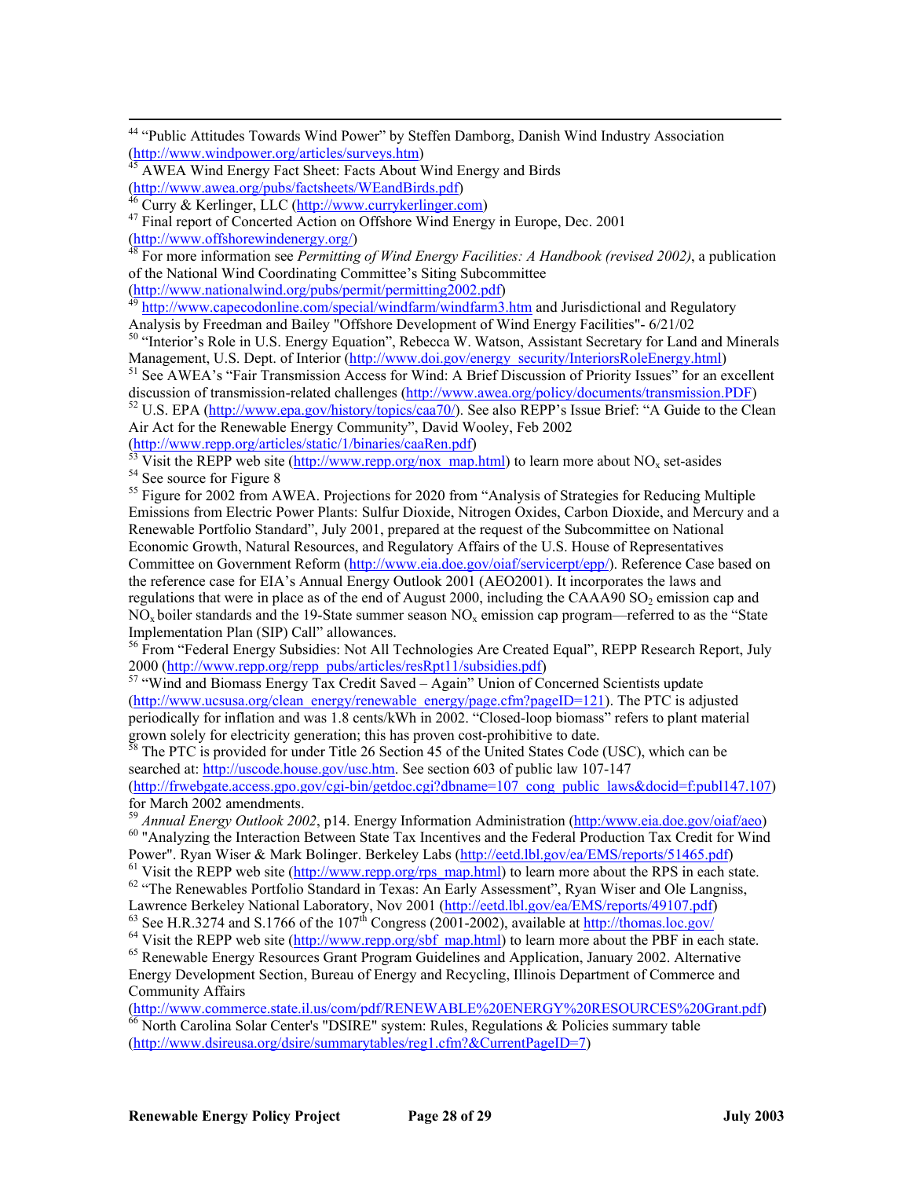[44] "Public Attitudes Towards Wind Power" by Steffen Damborg, Danish Wind Industry Association (http://www.windpower.org/articles/surveys.htm)

[45] AWEA Wind Energy Fact Sheet: Facts About Wind Energy and Birds (http://www.awea.org/pubs/factsheets/WEandBirds.pdf)

[46] Curry & Kerlinger, LLC (http://www.currykerlinger.com)

[47] Final report of Concerted Action on Offshore Wind Energy in Europe, Dec. 2001 (http://www.offshorewindenergy.org/)

[48] For more information see *Permitting of Wind Energy Facilities: A Handbook (revised 2002)*, a publication of the National Wind Coordinating Committee's Siting Subcommittee (http://www.nationalwind.org/pubs/permit/permitting2002.pdf)

[49] http://www.capecodonline.com/special/windfarm/windfarm3.htm and Jurisdictional and Regulatory Analysis by Freedman and Bailey "Offshore Development of Wind Energy Facilities"- 6/21/02

[50] "Interior's Role in U.S. Energy Equation", Rebecca W. Watson, Assistant Secretary for Land and Minerals Management, U.S. Dept. of Interior (http://www.doi.gov/energy_security/InteriorsRoleEnergy.html)

[51] See AWEA's "Fair Transmission Access for Wind: A Brief Discussion of Priority Issues" for an excellent discussion of transmission-related challenges (http://www.awea.org/policy/documents/transmission.PDF)

[52] U.S. EPA (http://www.epa.gov/history/topics/caa70/). See also REPP's Issue Brief: "A Guide to the Clean Air Act for the Renewable Energy Community", David Wooley, Feb 2002 (http://www.repp.org/articles/static/1/binaries/caaRen.pdf)

[53] Visit the REPP web site (http://www.repp.org/nox_map.html) to learn more about $NO_x$ set-asides

[54] See source for Figure 8

[55] Figure for 2002 from AWEA. Projections for 2020 from "Analysis of Strategies for Reducing Multiple Emissions from Electric Power Plants: Sulfur Dioxide, Nitrogen Oxides, Carbon Dioxide, and Mercury and a Renewable Portfolio Standard", July 2001, prepared at the request of the Subcommittee on National Economic Growth, Natural Resources, and Regulatory Affairs of the U.S. House of Representatives Committee on Government Reform (http://www.eia.doe.gov/oiaf/servicerpt/epp/). Reference Case based on the reference case for EIA's Annual Energy Outlook 2001 (AEO2001). It incorporates the laws and regulations that were in place as of the end of August 2000, including the CAAA90 $SO_2$ emission cap and $NO_x$ boiler standards and the 19-State summer season $NO_x$ emission cap program—referred to as the "State Implementation Plan (SIP) Call" allowances.

[56] From "Federal Energy Subsidies: Not All Technologies Are Created Equal", REPP Research Report, July 2000 (http://www.repp.org/repp_pubs/articles/resRpt11/subsidies.pdf)

[57] "Wind and Biomass Energy Tax Credit Saved – Again" Union of Concerned Scientists update (http://www.ucsusa.org/clean_energy/renewable_energy/page.cfm?pageID=121). The PTC is adjusted periodically for inflation and was 1.8 cents/kWh in 2002. "Closed-loop biomass" refers to plant material grown solely for electricity generation; this has proven cost-prohibitive to date.

[58] The PTC is provided for under Title 26 Section 45 of the United States Code (USC), which can be searched at: http://uscode.house.gov/usc.htm. See section 603 of public law 107-147 (http://frwebgate.access.gpo.gov/cgi-bin/getdoc.cgi?dbname=107_cong_public_laws&docid=f:publ147.107) for March 2002 amendments.

[59] *Annual Energy Outlook 2002*, p14. Energy Information Administration (http:/www.eia.doe.gov/oiaf/aeo)

[60] "Analyzing the Interaction Between State Tax Incentives and the Federal Production Tax Credit for Wind Power". Ryan Wiser & Mark Bolinger. Berkeley Labs (http://eetd.lbl.gov/ea/EMS/reports/51465.pdf)

[61] Visit the REPP web site (http://www.repp.org/rps_map.html) to learn more about the RPS in each state.

[62] "The Renewables Portfolio Standard in Texas: An Early Assessment", Ryan Wiser and Ole Langniss, Lawrence Berkeley National Laboratory, Nov 2001 (http://eetd.lbl.gov/ea/EMS/reports/49107.pdf)

[63] See H.R.3274 and S.1766 of the 107th Congress (2001-2002), available at http://thomas.loc.gov/

[64] Visit the REPP web site (http://www.repp.org/sbf_map.html) to learn more about the PBF in each state.

[65] Renewable Energy Resources Grant Program Guidelines and Application, January 2002. Alternative Energy Development Section, Bureau of Energy and Recycling, Illinois Department of Commerce and Community Affairs (http://www.commerce.state.il.us/com/pdf/RENEWABLE%20ENERGY%20RESOURCES%20Grant.pdf)

[66] North Carolina Solar Center's "DSIRE" system: Rules, Regulations & Policies summary table (http://www.dsireusa.org/dsire/summarytables/reg1.cfm?&CurrentPageID=7)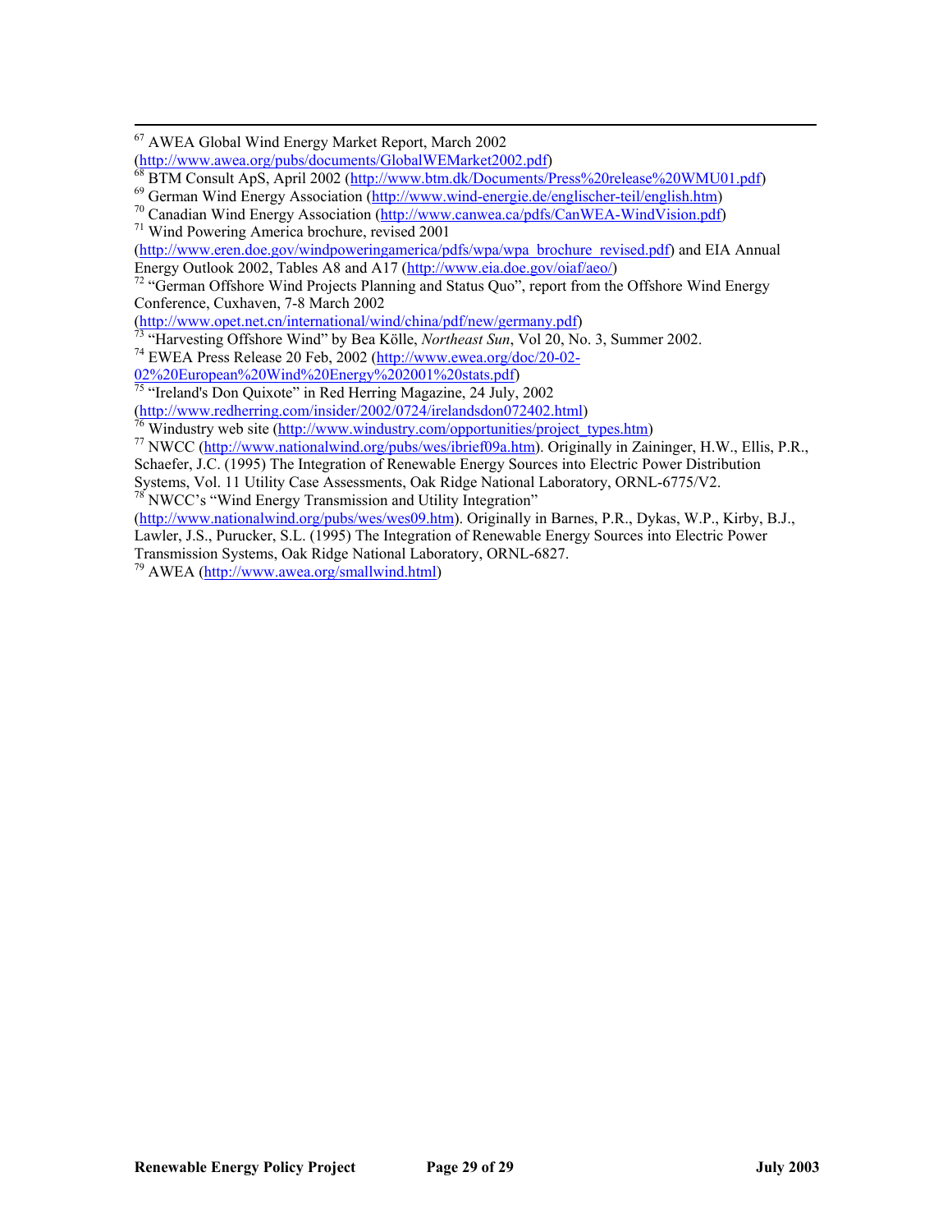[67] AWEA Global Wind Energy Market Report, March 2002 (http://www.awea.org/pubs/documents/GlobalWEMarket2002.pdf)

[68] BTM Consult ApS, April 2002 (http://www.btm.dk/Documents/Press%20release%20WMU01.pdf)

[69] German Wind Energy Association (http://www.wind-energie.de/englischer-teil/english.htm)

[70] Canadian Wind Energy Association (http://www.canwea.ca/pdfs/CanWEA-WindVision.pdf)

[71] Wind Powering America brochure, revised 2001 (http://www.eren.doe.gov/windpoweringamerica/pdfs/wpa/wpa_brochure_revised.pdf) and EIA Annual Energy Outlook 2002, Tables A8 and A17 (http://www.eia.doe.gov/oiaf/aeo/)

[72] "German Offshore Wind Projects Planning and Status Quo", report from the Offshore Wind Energy Conference, Cuxhaven, 7-8 March 2002 (http://www.opet.net.cn/international/wind/china/pdf/new/germany.pdf)

[73] "Harvesting Offshore Wind" by Bea Kölle, *Northeast Sun*, Vol 20, No. 3, Summer 2002.

[74] EWEA Press Release 20 Feb, 2002 (http://www.ewea.org/doc/20-02-02%20European%20Wind%20Energy%202001%20stats.pdf)

[75] "Ireland's Don Quixote" in Red Herring Magazine, 24 July, 2002 (http://www.redherring.com/insider/2002/0724/irelandsdon072402.html)

[76] Windustry web site (http://www.windustry.com/opportunities/project_types.htm)

[77] NWCC (http://www.nationalwind.org/pubs/wes/ibrief09a.htm). Originally in Zaininger, H.W., Ellis, P.R., Schaefer, J.C. (1995) The Integration of Renewable Energy Sources into Electric Power Distribution Systems, Vol. 11 Utility Case Assessments, Oak Ridge National Laboratory, ORNL-6775/V2.

[78] NWCC's "Wind Energy Transmission and Utility Integration" (http://www.nationalwind.org/pubs/wes/wes09.htm). Originally in Barnes, P.R., Dykas, W.P., Kirby, B.J., Lawler, J.S., Purucker, S.L. (1995) The Integration of Renewable Energy Sources into Electric Power Transmission Systems, Oak Ridge National Laboratory, ORNL-6827.

[79] AWEA (http://www.awea.org/smallwind.html)